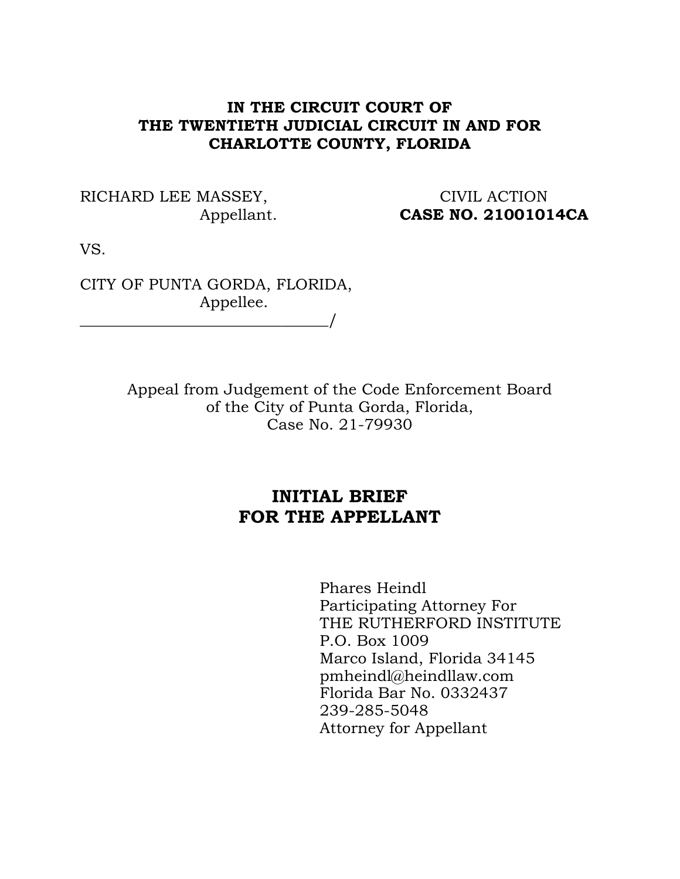**IN THE CIRCUIT COURT OF**
**THE TWENTIETH JUDICIAL CIRCUIT IN AND FOR**
**CHARLOTTE COUNTY, FLORIDA**

RICHARD LEE MASSEY,
Appellant.

CIVIL ACTION
**CASE NO. 21001014CA**

VS.

CITY OF PUNTA GORDA, FLORIDA,
Appellee.
_______________________________/

Appeal from Judgement of the Code Enforcement Board
of the City of Punta Gorda, Florida,
Case No. 21-79930

# INITIAL BRIEF FOR THE APPELLANT

Phares Heindl
Participating Attorney For
THE RUTHERFORD INSTITUTE
P.O. Box 1009
Marco Island, Florida 34145
pmheindl@heindllaw.com
Florida Bar No. 0332437
239-285-5048
Attorney for Appellant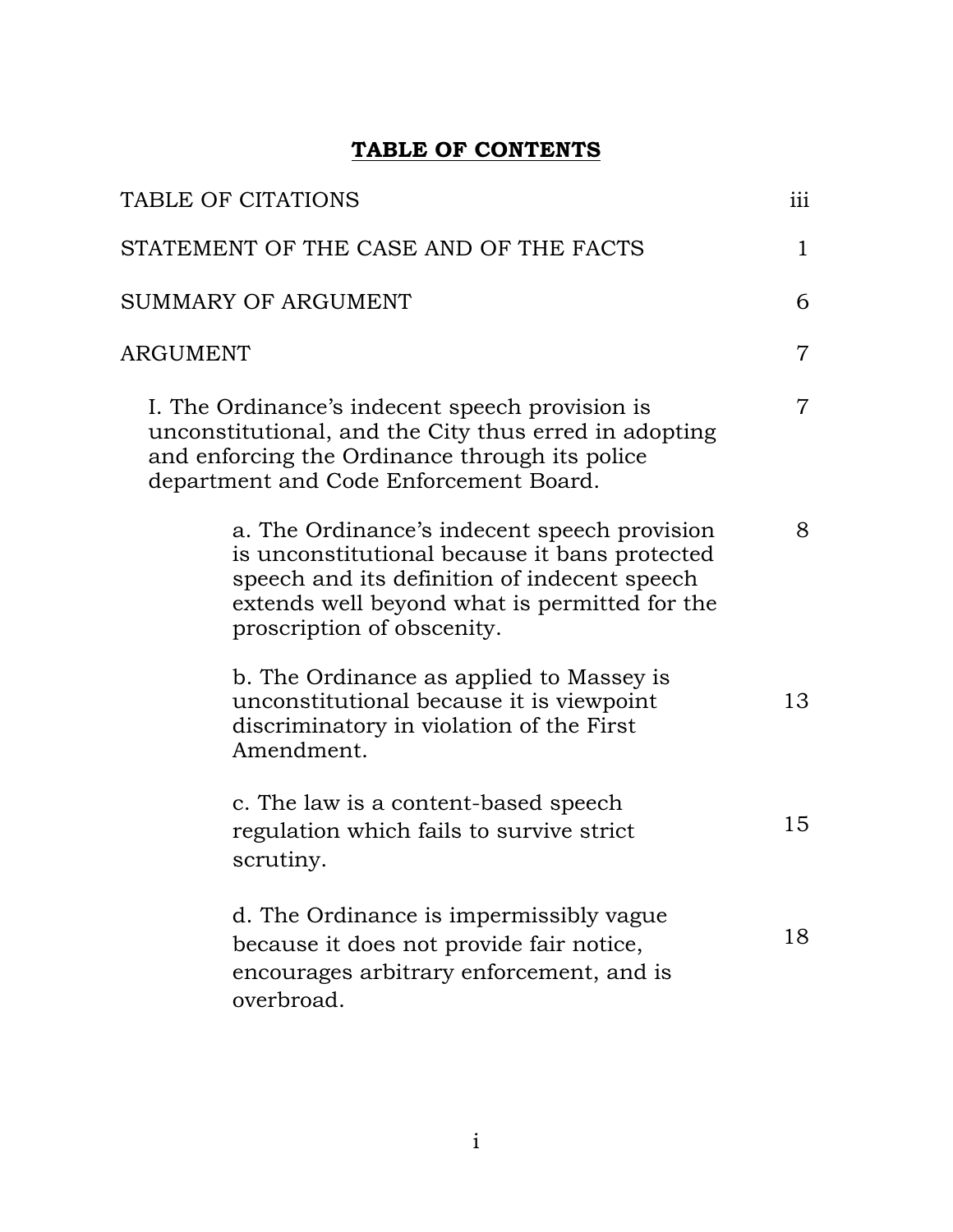# **TABLE OF CONTENTS**

| | |
|---|---|
| TABLE OF CITATIONS | iii |
| STATEMENT OF THE CASE AND OF THE FACTS | 1 |
| SUMMARY OF ARGUMENT | 6 |
| ARGUMENT | 7 |
| I. The Ordinance's indecent speech provision is unconstitutional, and the City thus erred in adopting and enforcing the Ordinance through its police department and Code Enforcement Board. | 7 |
| a. The Ordinance's indecent speech provision is unconstitutional because it bans protected speech and its definition of indecent speech extends well beyond what is permitted for the proscription of obscenity. | 8 |
| b. The Ordinance as applied to Massey is unconstitutional because it is viewpoint discriminatory in violation of the First Amendment. | 13 |
| c. The law is a content-based speech regulation which fails to survive strict scrutiny. | 15 |
| d. The Ordinance is impermissibly vague because it does not provide fair notice, encourages arbitrary enforcement, and is overbroad. | 18 |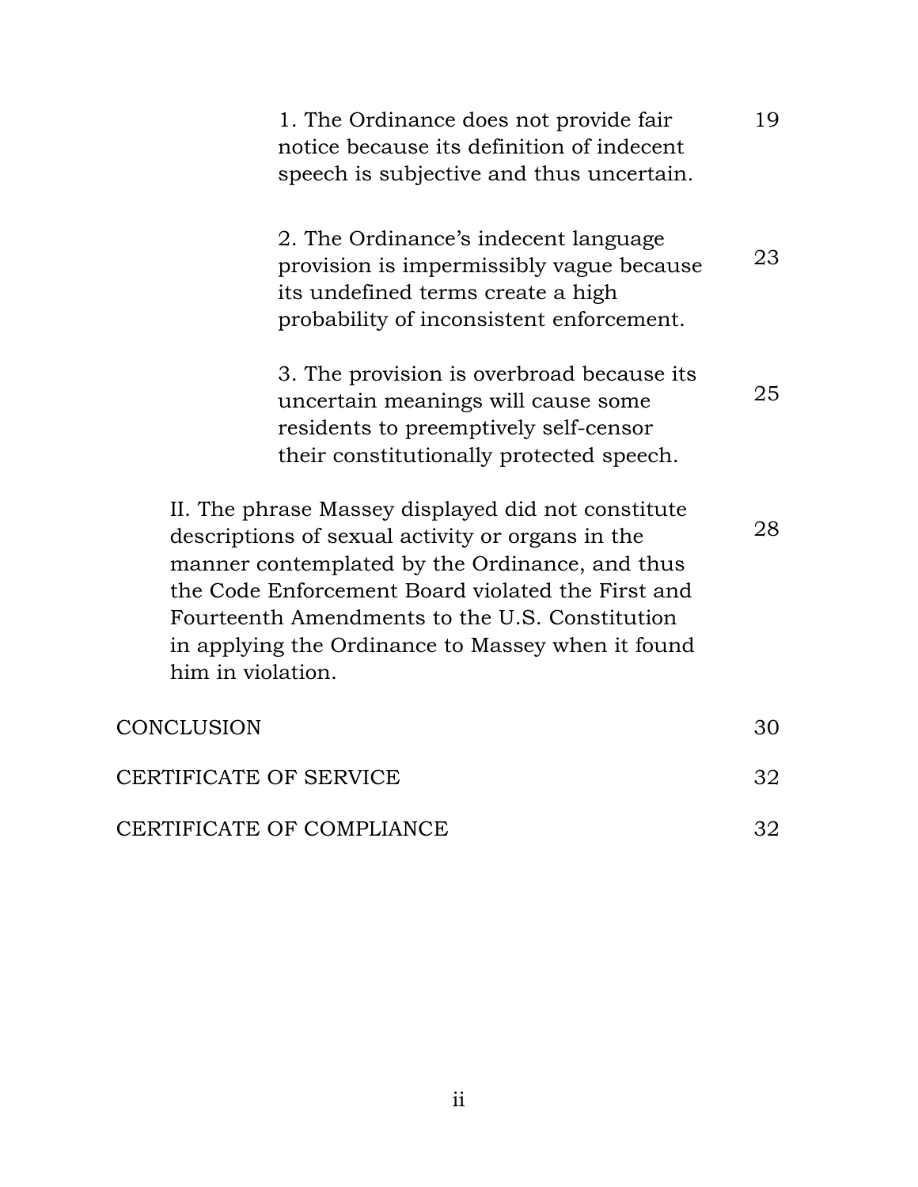1. The Ordinance does not provide fair notice because its definition of indecent speech is subjective and thus uncertain. 19

2. The Ordinance's indecent language provision is impermissibly vague because its undefined terms create a high probability of inconsistent enforcement. 23

3. The provision is overbroad because its uncertain meanings will cause some residents to preemptively self-censor their constitutionally protected speech. 25

II. The phrase Massey displayed did not constitute descriptions of sexual activity or organs in the manner contemplated by the Ordinance, and thus the Code Enforcement Board violated the First and Fourteenth Amendments to the U.S. Constitution in applying the Ordinance to Massey when it found him in violation. 28

CONCLUSION 30

CERTIFICATE OF SERVICE 32

CERTIFICATE OF COMPLIANCE 32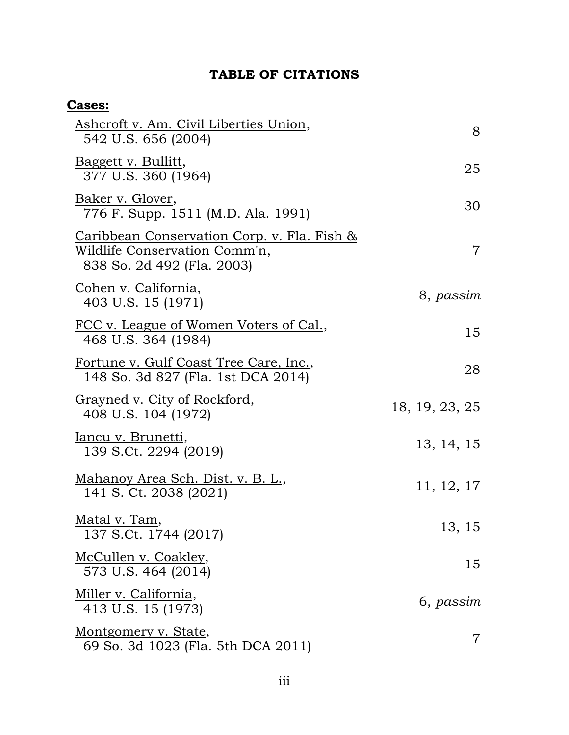# TABLE OF CITATIONS

**Cases:**

| | |
|---|---|
| Ashcroft v. Am. Civil Liberties Union, 542 U.S. 656 (2004) | 8 |
| Baggett v. Bullitt, 377 U.S. 360 (1964) | 25 |
| Baker v. Glover, 776 F. Supp. 1511 (M.D. Ala. 1991) | 30 |
| Caribbean Conservation Corp. v. Fla. Fish & Wildlife Conservation Comm'n, 838 So. 2d 492 (Fla. 2003) | 7 |
| Cohen v. California, 403 U.S. 15 (1971) | 8, *passim* |
| FCC v. League of Women Voters of Cal., 468 U.S. 364 (1984) | 15 |
| Fortune v. Gulf Coast Tree Care, Inc., 148 So. 3d 827 (Fla. 1st DCA 2014) | 28 |
| Grayned v. City of Rockford, 408 U.S. 104 (1972) | 18, 19, 23, 25 |
| Iancu v. Brunetti, 139 S.Ct. 2294 (2019) | 13, 14, 15 |
| Mahanoy Area Sch. Dist. v. B. L., 141 S. Ct. 2038 (2021) | 11, 12, 17 |
| Matal v. Tam, 137 S.Ct. 1744 (2017) | 13, 15 |
| McCullen v. Coakley, 573 U.S. 464 (2014) | 15 |
| Miller v. California, 413 U.S. 15 (1973) | 6, *passim* |
| Montgomery v. State, 69 So. 3d 1023 (Fla. 5th DCA 2011) | 7 |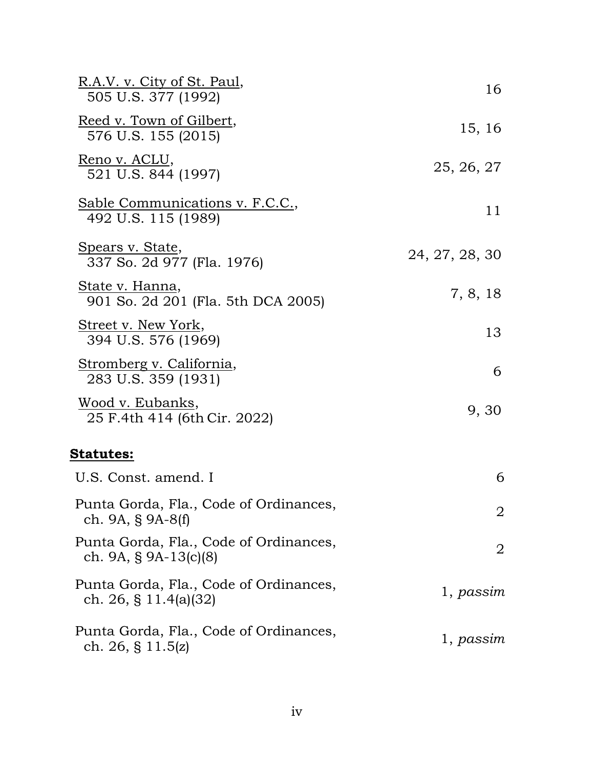| | |
|---|---|
| R.A.V. v. City of St. Paul, 505 U.S. 377 (1992) | 16 |
| Reed v. Town of Gilbert, 576 U.S. 155 (2015) | 15, 16 |
| Reno v. ACLU, 521 U.S. 844 (1997) | 25, 26, 27 |
| Sable Communications v. F.C.C., 492 U.S. 115 (1989) | 11 |
| Spears v. State, 337 So. 2d 977 (Fla. 1976) | 24, 27, 28, 30 |
| State v. Hanna, 901 So. 2d 201 (Fla. 5th DCA 2005) | 7, 8, 18 |
| Street v. New York, 394 U.S. 576 (1969) | 13 |
| Stromberg v. California, 283 U.S. 359 (1931) | 6 |
| Wood v. Eubanks, 25 F.4th 414 (6th Cir. 2022) | 9, 30 |

**Statutes:**

| | |
|---|---|
| U.S. Const. amend. I | 6 |
| Punta Gorda, Fla., Code of Ordinances, ch. 9A, § 9A-8(f) | 2 |
| Punta Gorda, Fla., Code of Ordinances, ch. 9A, § 9A-13(c)(8) | 2 |
| Punta Gorda, Fla., Code of Ordinances, ch. 26, § 11.4(a)(32) | 1, *passim* |
| Punta Gorda, Fla., Code of Ordinances, ch. 26, § 11.5(z) | 1, *passim* |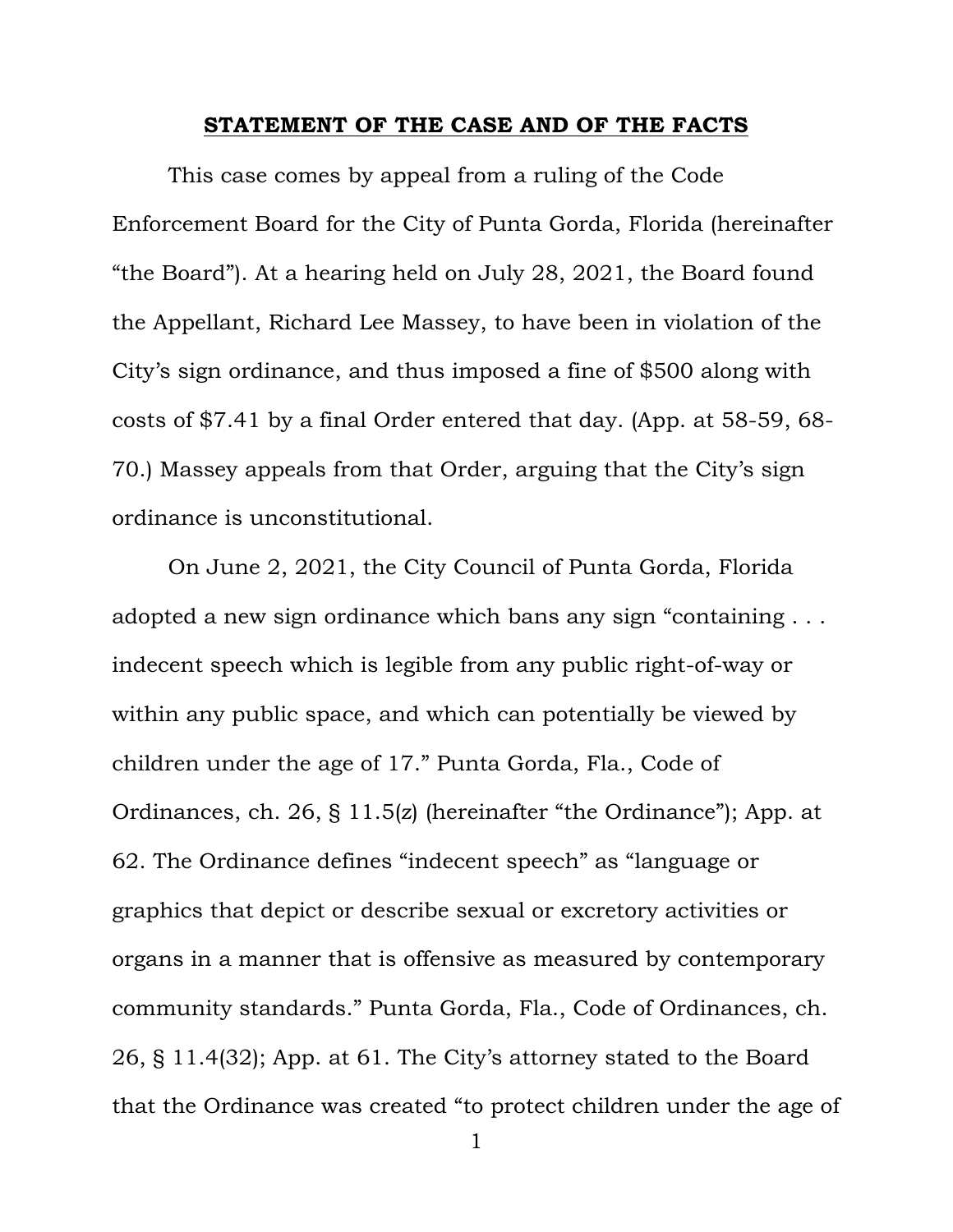## STATEMENT OF THE CASE AND OF THE FACTS

This case comes by appeal from a ruling of the Code Enforcement Board for the City of Punta Gorda, Florida (hereinafter "the Board"). At a hearing held on July 28, 2021, the Board found the Appellant, Richard Lee Massey, to have been in violation of the City's sign ordinance, and thus imposed a fine of $500 along with costs of $7.41 by a final Order entered that day. (App. at 58-59, 68-70.) Massey appeals from that Order, arguing that the City's sign ordinance is unconstitutional.

On June 2, 2021, the City Council of Punta Gorda, Florida adopted a new sign ordinance which bans any sign "containing . . . indecent speech which is legible from any public right-of-way or within any public space, and which can potentially be viewed by children under the age of 17." Punta Gorda, Fla., Code of Ordinances, ch. 26, § 11.5(z) (hereinafter "the Ordinance"); App. at 62. The Ordinance defines "indecent speech" as "language or graphics that depict or describe sexual or excretory activities or organs in a manner that is offensive as measured by contemporary community standards." Punta Gorda, Fla., Code of Ordinances, ch. 26, § 11.4(32); App. at 61. The City's attorney stated to the Board that the Ordinance was created "to protect children under the age of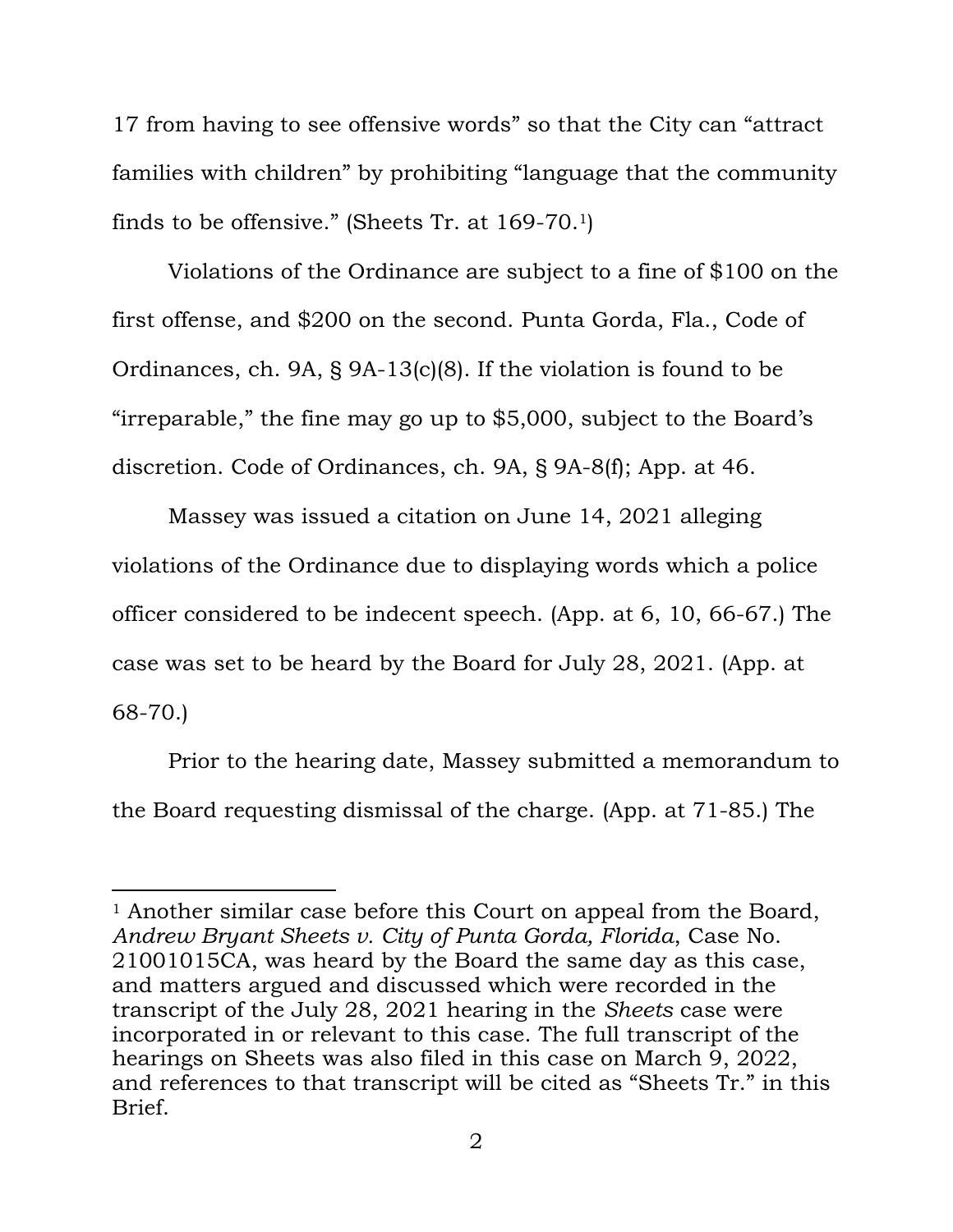17 from having to see offensive words" so that the City can "attract families with children" by prohibiting "language that the community finds to be offensive." (Sheets Tr. at 169-70.[1])

Violations of the Ordinance are subject to a fine of $100 on the first offense, and $200 on the second. Punta Gorda, Fla., Code of Ordinances, ch. 9A, § 9A-13(c)(8). If the violation is found to be "irreparable," the fine may go up to $5,000, subject to the Board's discretion. Code of Ordinances, ch. 9A, § 9A-8(f); App. at 46.

Massey was issued a citation on June 14, 2021 alleging violations of the Ordinance due to displaying words which a police officer considered to be indecent speech. (App. at 6, 10, 66-67.) The case was set to be heard by the Board for July 28, 2021. (App. at 68-70.)

Prior to the hearing date, Massey submitted a memorandum to the Board requesting dismissal of the charge. (App. at 71-85.) The

---

[1] Another similar case before this Court on appeal from the Board, *Andrew Bryant Sheets v. City of Punta Gorda, Florida*, Case No. 21001015CA, was heard by the Board the same day as this case, and matters argued and discussed which were recorded in the transcript of the July 28, 2021 hearing in the *Sheets* case were incorporated in or relevant to this case. The full transcript of the hearings on Sheets was also filed in this case on March 9, 2022, and references to that transcript will be cited as "Sheets Tr." in this Brief.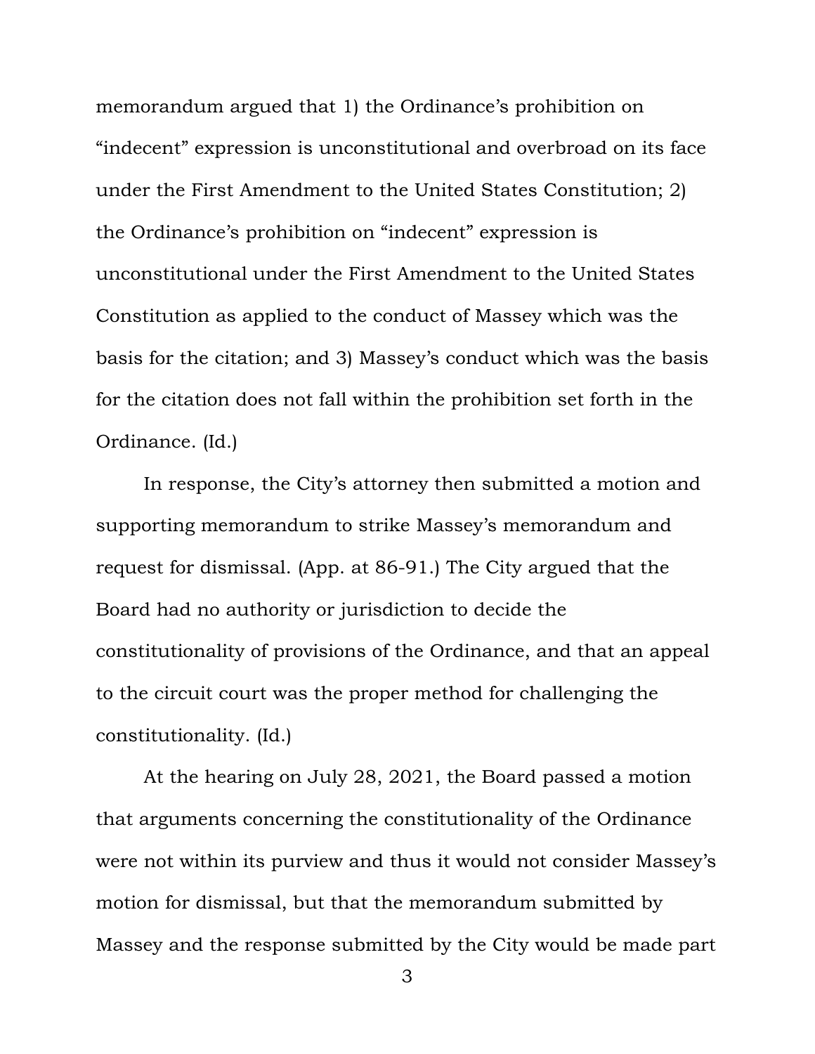memorandum argued that 1) the Ordinance's prohibition on "indecent" expression is unconstitutional and overbroad on its face under the First Amendment to the United States Constitution; 2) the Ordinance's prohibition on "indecent" expression is unconstitutional under the First Amendment to the United States Constitution as applied to the conduct of Massey which was the basis for the citation; and 3) Massey's conduct which was the basis for the citation does not fall within the prohibition set forth in the Ordinance. (Id.)

In response, the City's attorney then submitted a motion and supporting memorandum to strike Massey's memorandum and request for dismissal. (App. at 86-91.) The City argued that the Board had no authority or jurisdiction to decide the constitutionality of provisions of the Ordinance, and that an appeal to the circuit court was the proper method for challenging the constitutionality. (Id.)

At the hearing on July 28, 2021, the Board passed a motion that arguments concerning the constitutionality of the Ordinance were not within its purview and thus it would not consider Massey's motion for dismissal, but that the memorandum submitted by Massey and the response submitted by the City would be made part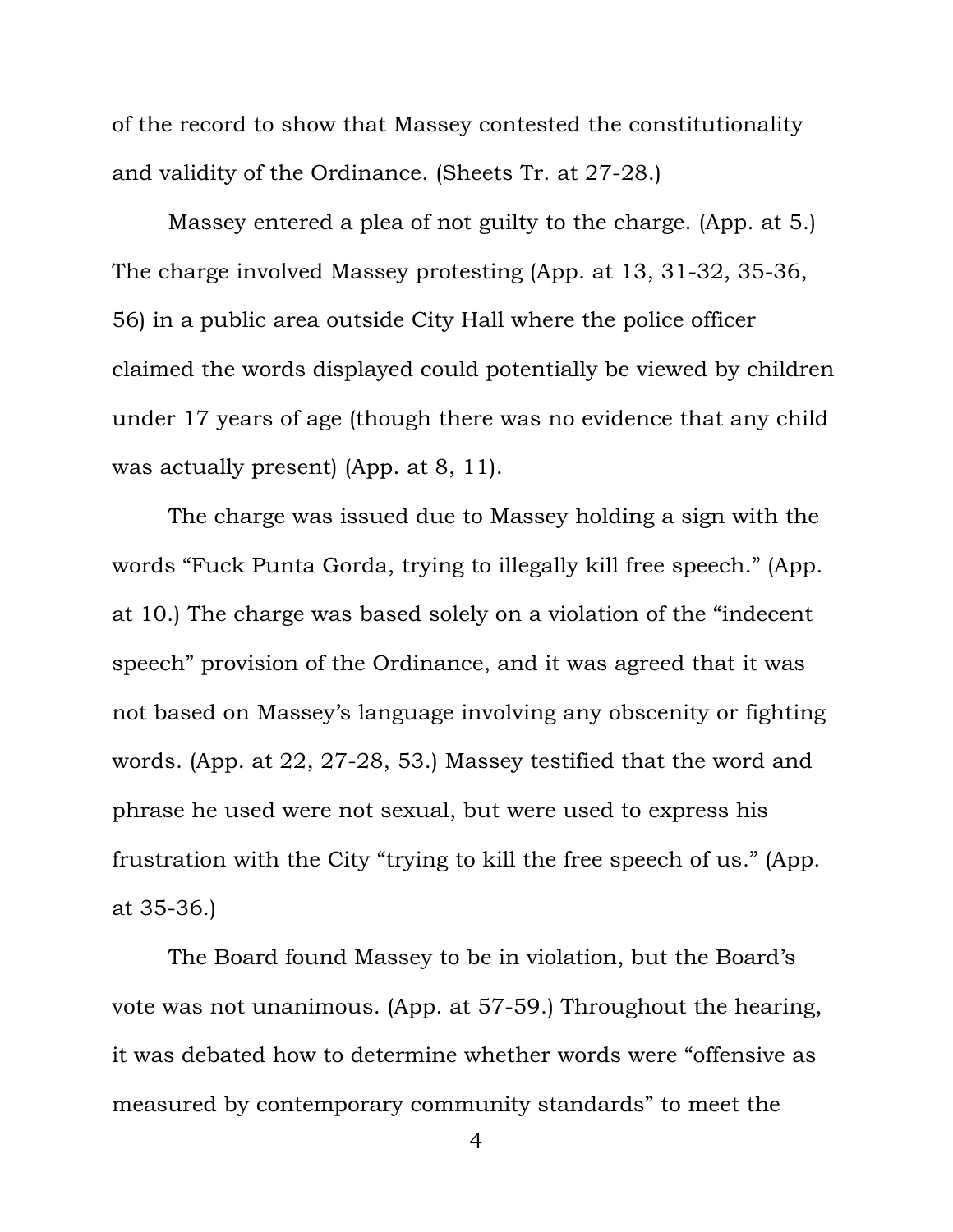of the record to show that Massey contested the constitutionality and validity of the Ordinance. (Sheets Tr. at 27-28.)

Massey entered a plea of not guilty to the charge. (App. at 5.) The charge involved Massey protesting (App. at 13, 31-32, 35-36, 56) in a public area outside City Hall where the police officer claimed the words displayed could potentially be viewed by children under 17 years of age (though there was no evidence that any child was actually present) (App. at 8, 11).

The charge was issued due to Massey holding a sign with the words "Fuck Punta Gorda, trying to illegally kill free speech." (App. at 10.) The charge was based solely on a violation of the "indecent speech" provision of the Ordinance, and it was agreed that it was not based on Massey's language involving any obscenity or fighting words. (App. at 22, 27-28, 53.) Massey testified that the word and phrase he used were not sexual, but were used to express his frustration with the City "trying to kill the free speech of us." (App. at 35-36.)

The Board found Massey to be in violation, but the Board's vote was not unanimous. (App. at 57-59.) Throughout the hearing, it was debated how to determine whether words were "offensive as measured by contemporary community standards" to meet the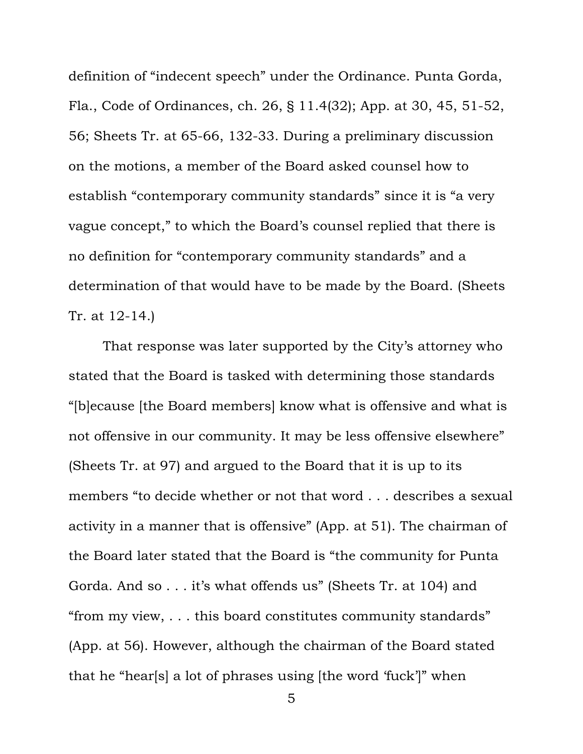definition of "indecent speech" under the Ordinance. Punta Gorda, Fla., Code of Ordinances, ch. 26, § 11.4(32); App. at 30, 45, 51-52, 56; Sheets Tr. at 65-66, 132-33. During a preliminary discussion on the motions, a member of the Board asked counsel how to establish "contemporary community standards" since it is "a very vague concept," to which the Board's counsel replied that there is no definition for "contemporary community standards" and a determination of that would have to be made by the Board. (Sheets Tr. at 12-14.)

That response was later supported by the City's attorney who stated that the Board is tasked with determining those standards "[b]ecause [the Board members] know what is offensive and what is not offensive in our community. It may be less offensive elsewhere" (Sheets Tr. at 97) and argued to the Board that it is up to its members "to decide whether or not that word . . . describes a sexual activity in a manner that is offensive" (App. at 51). The chairman of the Board later stated that the Board is "the community for Punta Gorda. And so . . . it's what offends us" (Sheets Tr. at 104) and "from my view, . . . this board constitutes community standards" (App. at 56). However, although the chairman of the Board stated that he "hear[s] a lot of phrases using [the word 'fuck']" when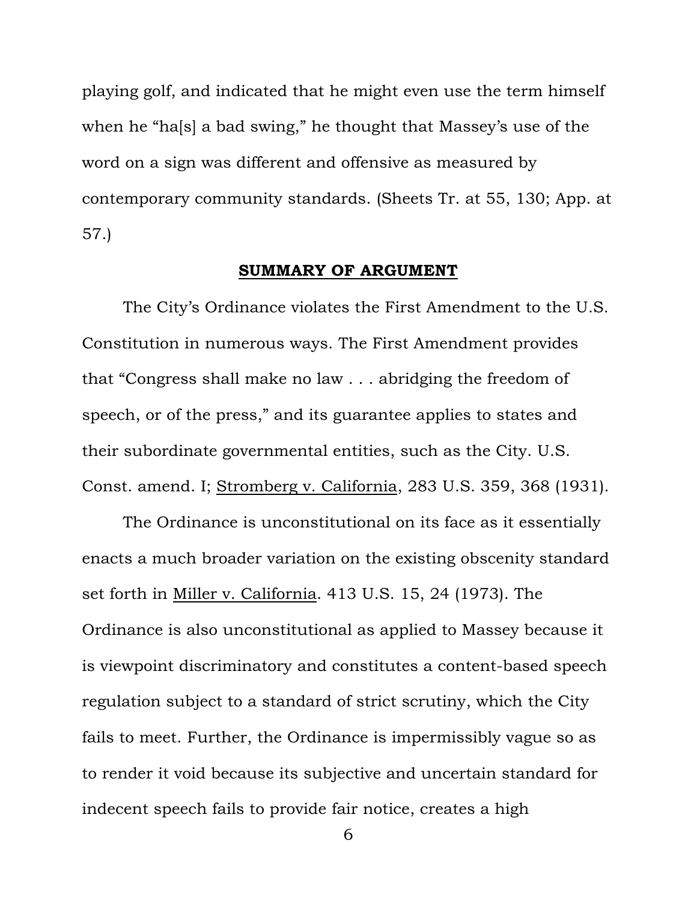playing golf, and indicated that he might even use the term himself when he "ha[s] a bad swing," he thought that Massey's use of the word on a sign was different and offensive as measured by contemporary community standards. (Sheets Tr. at 55, 130; App. at 57.)

## SUMMARY OF ARGUMENT

The City's Ordinance violates the First Amendment to the U.S. Constitution in numerous ways. The First Amendment provides that "Congress shall make no law . . . abridging the freedom of speech, or of the press," and its guarantee applies to states and their subordinate governmental entities, such as the City. U.S. Const. amend. I; Stromberg v. California, 283 U.S. 359, 368 (1931).

The Ordinance is unconstitutional on its face as it essentially enacts a much broader variation on the existing obscenity standard set forth in Miller v. California. 413 U.S. 15, 24 (1973). The Ordinance is also unconstitutional as applied to Massey because it is viewpoint discriminatory and constitutes a content-based speech regulation subject to a standard of strict scrutiny, which the City fails to meet. Further, the Ordinance is impermissibly vague so as to render it void because its subjective and uncertain standard for indecent speech fails to provide fair notice, creates a high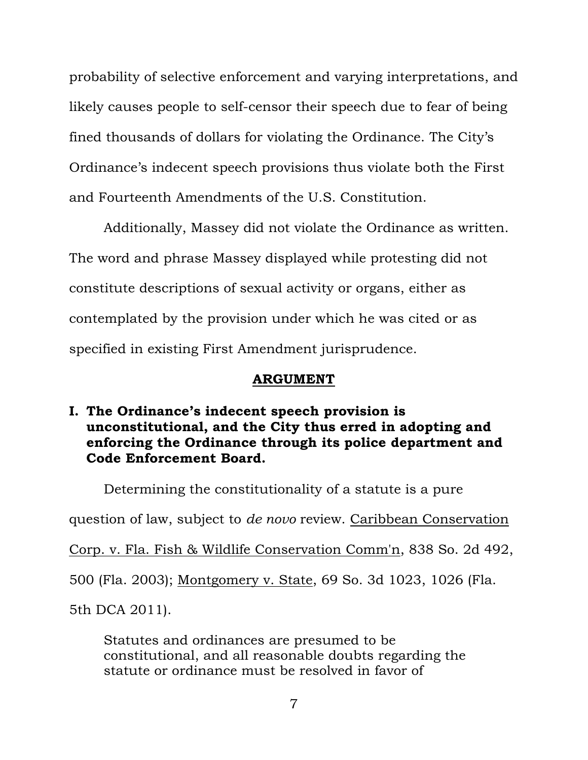probability of selective enforcement and varying interpretations, and likely causes people to self-censor their speech due to fear of being fined thousands of dollars for violating the Ordinance. The City's Ordinance's indecent speech provisions thus violate both the First and Fourteenth Amendments of the U.S. Constitution.

Additionally, Massey did not violate the Ordinance as written. The word and phrase Massey displayed while protesting did not constitute descriptions of sexual activity or organs, either as contemplated by the provision under which he was cited or as specified in existing First Amendment jurisprudence.

## ARGUMENT

### I. The Ordinance's indecent speech provision is unconstitutional, and the City thus erred in adopting and enforcing the Ordinance through its police department and Code Enforcement Board.

Determining the constitutionality of a statute is a pure question of law, subject to *de novo* review. Caribbean Conservation Corp. v. Fla. Fish & Wildlife Conservation Comm'n, 838 So. 2d 492, 500 (Fla. 2003); Montgomery v. State, 69 So. 3d 1023, 1026 (Fla. 5th DCA 2011).

> Statutes and ordinances are presumed to be constitutional, and all reasonable doubts regarding the statute or ordinance must be resolved in favor of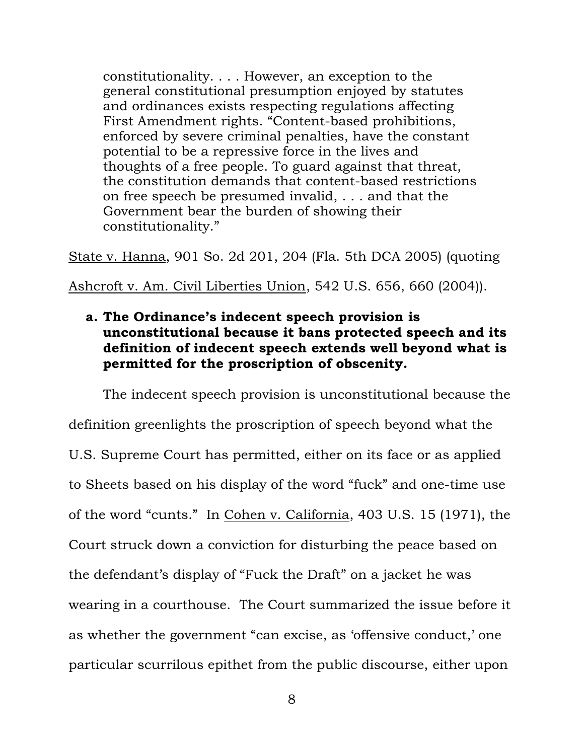> constitutionality. . . . However, an exception to the general constitutional presumption enjoyed by statutes and ordinances exists respecting regulations affecting First Amendment rights. "Content-based prohibitions, enforced by severe criminal penalties, have the constant potential to be a repressive force in the lives and thoughts of a free people. To guard against that threat, the constitution demands that content-based restrictions on free speech be presumed invalid, . . . and that the Government bear the burden of showing their constitutionality."

State v. Hanna, 901 So. 2d 201, 204 (Fla. 5th DCA 2005) (quoting Ashcroft v. Am. Civil Liberties Union, 542 U.S. 656, 660 (2004)).

**a. The Ordinance's indecent speech provision is unconstitutional because it bans protected speech and its definition of indecent speech extends well beyond what is permitted for the proscription of obscenity.**

The indecent speech provision is unconstitutional because the definition greenlights the proscription of speech beyond what the U.S. Supreme Court has permitted, either on its face or as applied to Sheets based on his display of the word "fuck" and one-time use of the word "cunts." In Cohen v. California, 403 U.S. 15 (1971), the Court struck down a conviction for disturbing the peace based on the defendant's display of "Fuck the Draft" on a jacket he was wearing in a courthouse. The Court summarized the issue before it as whether the government "can excise, as 'offensive conduct,' one particular scurrilous epithet from the public discourse, either upon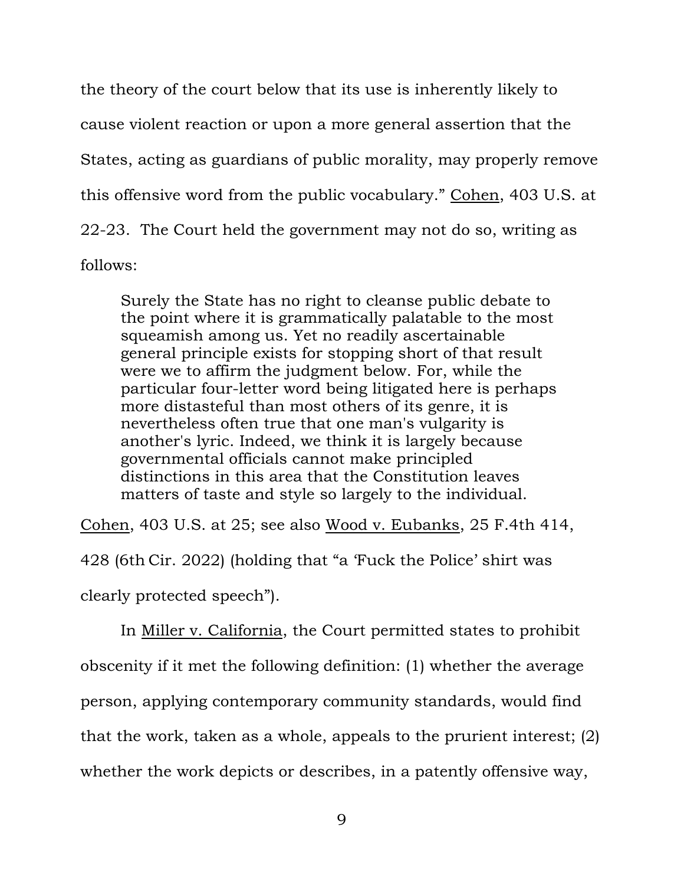the theory of the court below that its use is inherently likely to cause violent reaction or upon a more general assertion that the States, acting as guardians of public morality, may properly remove this offensive word from the public vocabulary." Cohen, 403 U.S. at 22-23. The Court held the government may not do so, writing as follows:

> Surely the State has no right to cleanse public debate to the point where it is grammatically palatable to the most squeamish among us. Yet no readily ascertainable general principle exists for stopping short of that result were we to affirm the judgment below. For, while the particular four-letter word being litigated here is perhaps more distasteful than most others of its genre, it is nevertheless often true that one man's vulgarity is another's lyric. Indeed, we think it is largely because governmental officials cannot make principled distinctions in this area that the Constitution leaves matters of taste and style so largely to the individual.

Cohen, 403 U.S. at 25; see also Wood v. Eubanks, 25 F.4th 414, 428 (6th Cir. 2022) (holding that "a 'Fuck the Police' shirt was clearly protected speech").

In Miller v. California, the Court permitted states to prohibit obscenity if it met the following definition: (1) whether the average person, applying contemporary community standards, would find that the work, taken as a whole, appeals to the prurient interest; (2) whether the work depicts or describes, in a patently offensive way,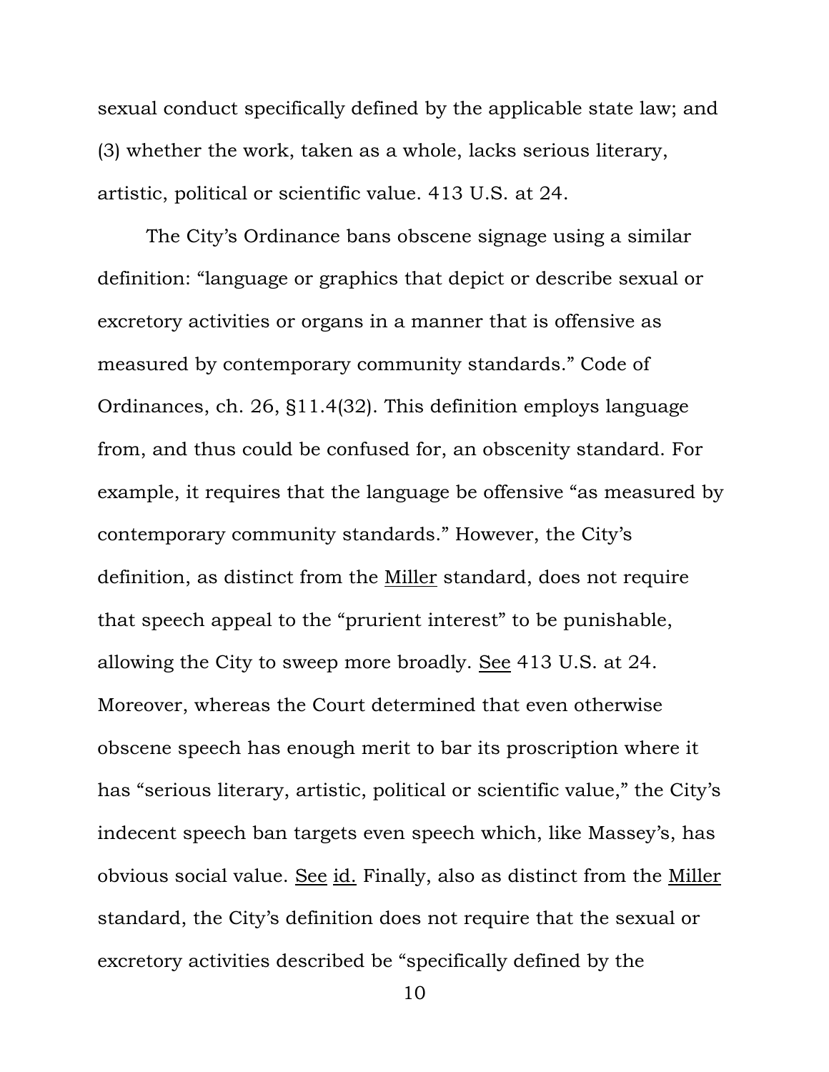sexual conduct specifically defined by the applicable state law; and (3) whether the work, taken as a whole, lacks serious literary, artistic, political or scientific value. 413 U.S. at 24.

The City's Ordinance bans obscene signage using a similar definition: "language or graphics that depict or describe sexual or excretory activities or organs in a manner that is offensive as measured by contemporary community standards." Code of Ordinances, ch. 26, §11.4(32). This definition employs language from, and thus could be confused for, an obscenity standard. For example, it requires that the language be offensive "as measured by contemporary community standards." However, the City's definition, as distinct from the Miller standard, does not require that speech appeal to the "prurient interest" to be punishable, allowing the City to sweep more broadly. See 413 U.S. at 24. Moreover, whereas the Court determined that even otherwise obscene speech has enough merit to bar its proscription where it has "serious literary, artistic, political or scientific value," the City's indecent speech ban targets even speech which, like Massey's, has obvious social value. See id. Finally, also as distinct from the Miller standard, the City's definition does not require that the sexual or excretory activities described be "specifically defined by the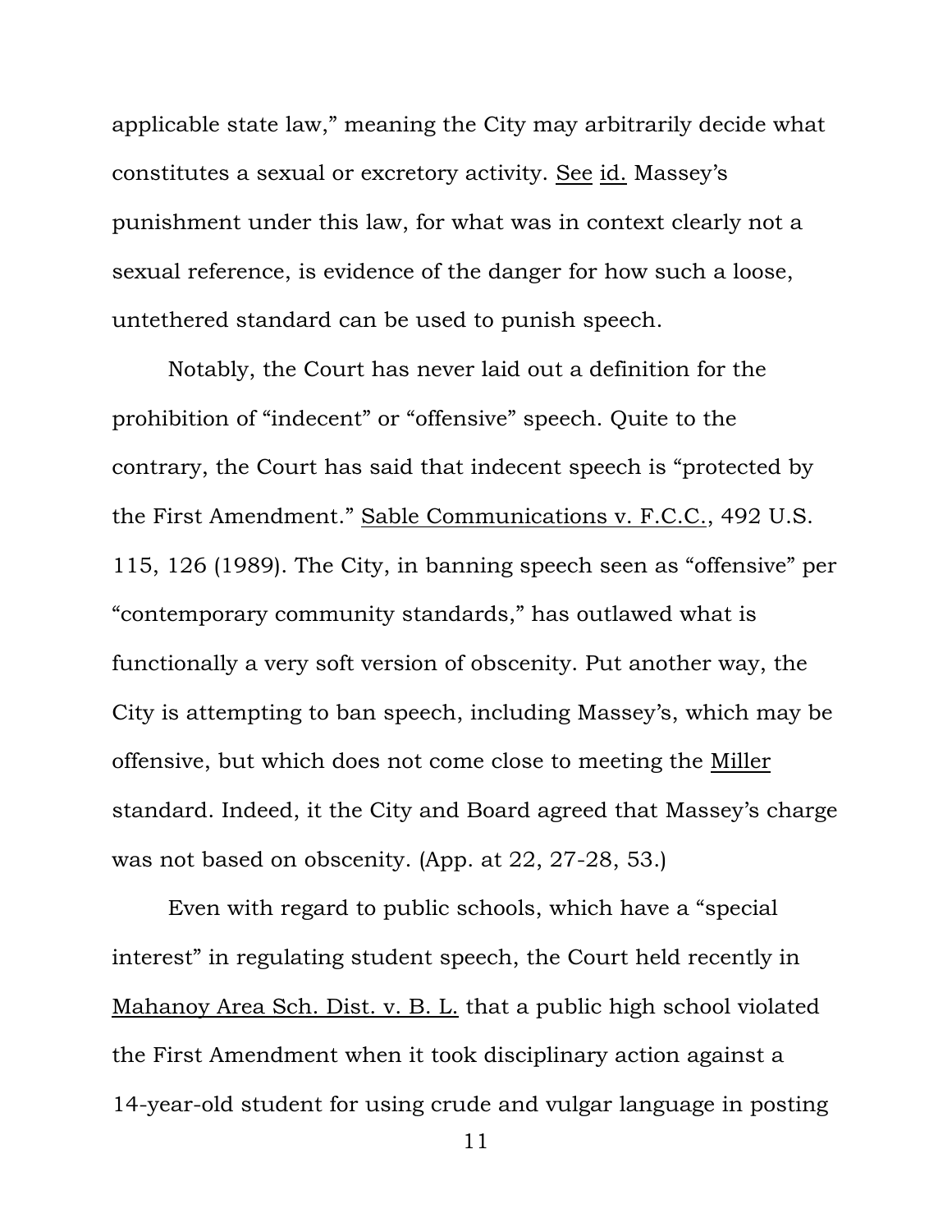applicable state law," meaning the City may arbitrarily decide what constitutes a sexual or excretory activity. See id. Massey's punishment under this law, for what was in context clearly not a sexual reference, is evidence of the danger for how such a loose, untethered standard can be used to punish speech.

Notably, the Court has never laid out a definition for the prohibition of "indecent" or "offensive" speech. Quite to the contrary, the Court has said that indecent speech is "protected by the First Amendment." Sable Communications v. F.C.C., 492 U.S. 115, 126 (1989). The City, in banning speech seen as "offensive" per "contemporary community standards," has outlawed what is functionally a very soft version of obscenity. Put another way, the City is attempting to ban speech, including Massey's, which may be offensive, but which does not come close to meeting the Miller standard. Indeed, it the City and Board agreed that Massey's charge was not based on obscenity. (App. at 22, 27-28, 53.)

Even with regard to public schools, which have a "special interest" in regulating student speech, the Court held recently in Mahanoy Area Sch. Dist. v. B. L. that a public high school violated the First Amendment when it took disciplinary action against a 14-year-old student for using crude and vulgar language in posting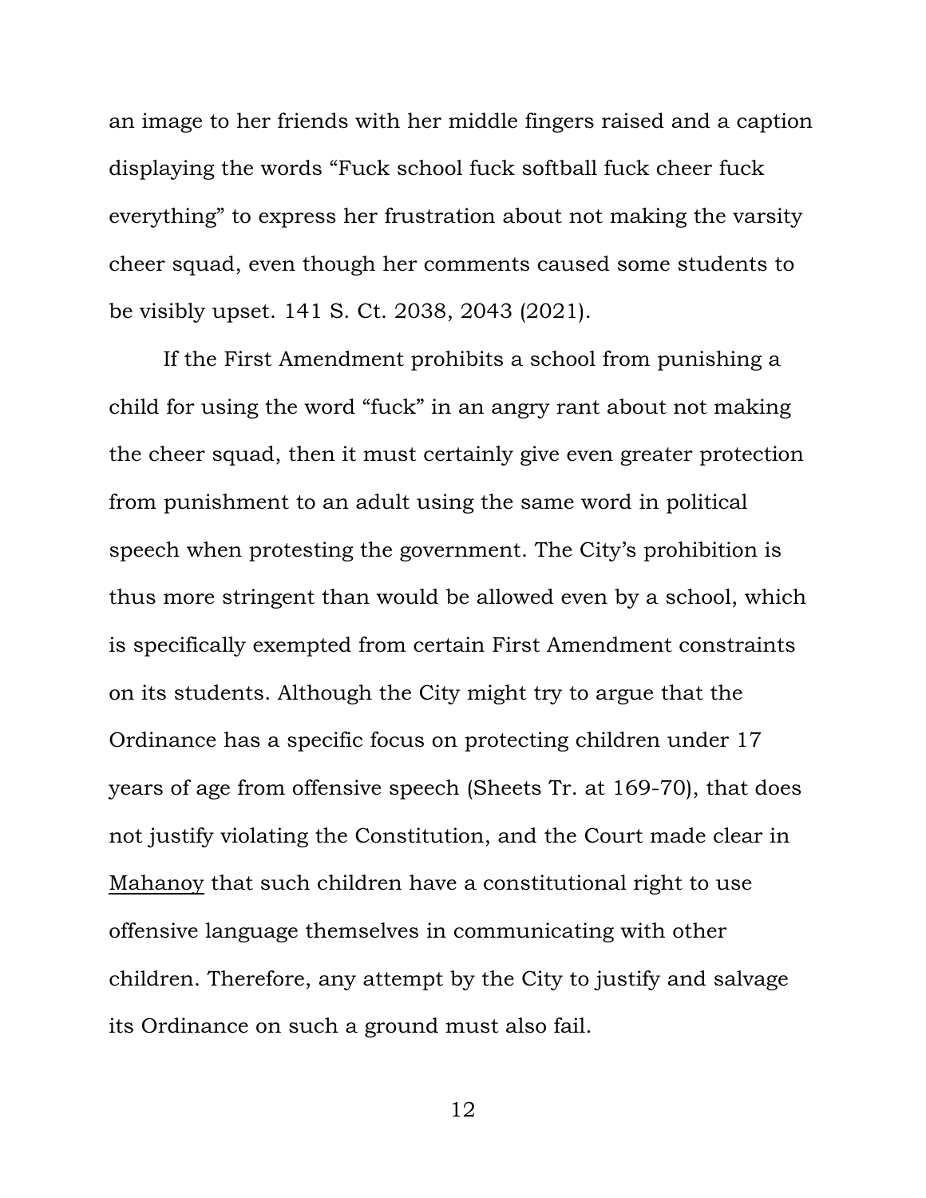an image to her friends with her middle fingers raised and a caption displaying the words "Fuck school fuck softball fuck cheer fuck everything" to express her frustration about not making the varsity cheer squad, even though her comments caused some students to be visibly upset. 141 S. Ct. 2038, 2043 (2021).

If the First Amendment prohibits a school from punishing a child for using the word "fuck" in an angry rant about not making the cheer squad, then it must certainly give even greater protection from punishment to an adult using the same word in political speech when protesting the government. The City's prohibition is thus more stringent than would be allowed even by a school, which is specifically exempted from certain First Amendment constraints on its students. Although the City might try to argue that the Ordinance has a specific focus on protecting children under 17 years of age from offensive speech (Sheets Tr. at 169-70), that does not justify violating the Constitution, and the Court made clear in Mahanoy that such children have a constitutional right to use offensive language themselves in communicating with other children. Therefore, any attempt by the City to justify and salvage its Ordinance on such a ground must also fail.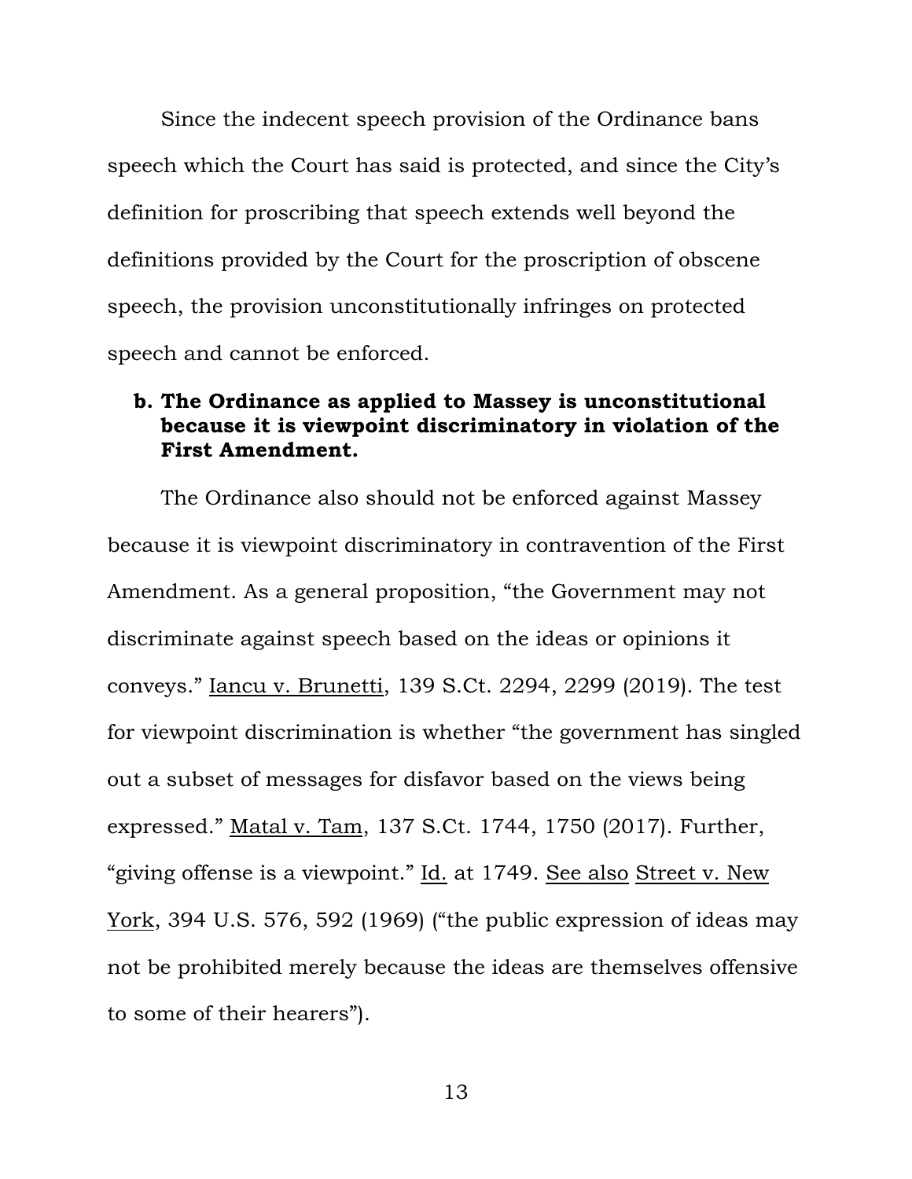Since the indecent speech provision of the Ordinance bans speech which the Court has said is protected, and since the City's definition for proscribing that speech extends well beyond the definitions provided by the Court for the proscription of obscene speech, the provision unconstitutionally infringes on protected speech and cannot be enforced.

**b. The Ordinance as applied to Massey is unconstitutional because it is viewpoint discriminatory in violation of the First Amendment.**

The Ordinance also should not be enforced against Massey because it is viewpoint discriminatory in contravention of the First Amendment. As a general proposition, "the Government may not discriminate against speech based on the ideas or opinions it conveys." Iancu v. Brunetti, 139 S.Ct. 2294, 2299 (2019). The test for viewpoint discrimination is whether "the government has singled out a subset of messages for disfavor based on the views being expressed." Matal v. Tam, 137 S.Ct. 1744, 1750 (2017). Further, "giving offense is a viewpoint." Id. at 1749. See also Street v. New York, 394 U.S. 576, 592 (1969) ("the public expression of ideas may not be prohibited merely because the ideas are themselves offensive to some of their hearers").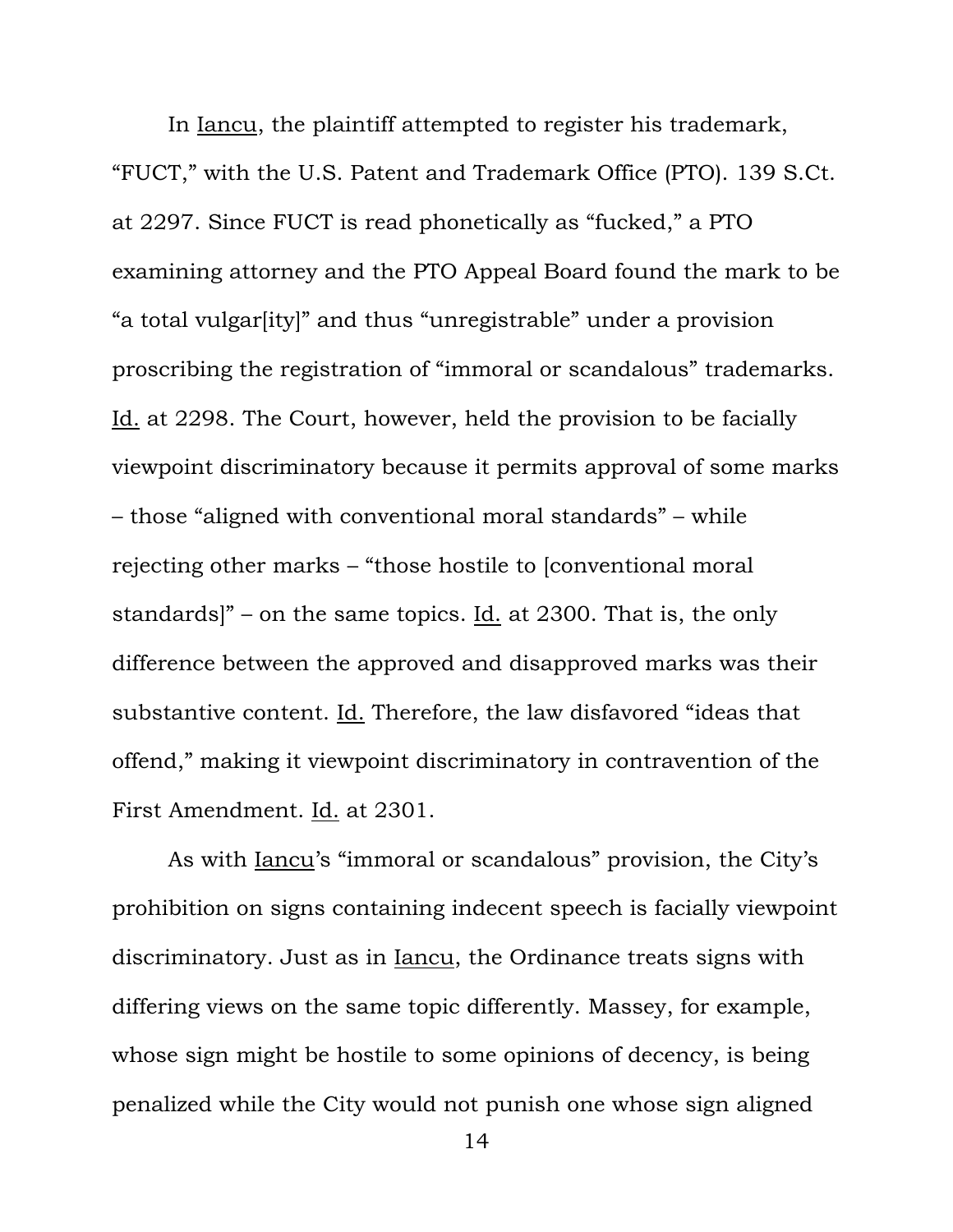In Iancu, the plaintiff attempted to register his trademark, "FUCT," with the U.S. Patent and Trademark Office (PTO). 139 S.Ct. at 2297. Since FUCT is read phonetically as "fucked," a PTO examining attorney and the PTO Appeal Board found the mark to be "a total vulgar[ity]" and thus "unregistrable" under a provision proscribing the registration of "immoral or scandalous" trademarks. Id. at 2298. The Court, however, held the provision to be facially viewpoint discriminatory because it permits approval of some marks – those "aligned with conventional moral standards" – while rejecting other marks – "those hostile to [conventional moral standards]" – on the same topics. Id. at 2300. That is, the only difference between the approved and disapproved marks was their substantive content. Id. Therefore, the law disfavored "ideas that offend," making it viewpoint discriminatory in contravention of the First Amendment. Id. at 2301.

As with Iancu's "immoral or scandalous" provision, the City's prohibition on signs containing indecent speech is facially viewpoint discriminatory. Just as in Iancu, the Ordinance treats signs with differing views on the same topic differently. Massey, for example, whose sign might be hostile to some opinions of decency, is being penalized while the City would not punish one whose sign aligned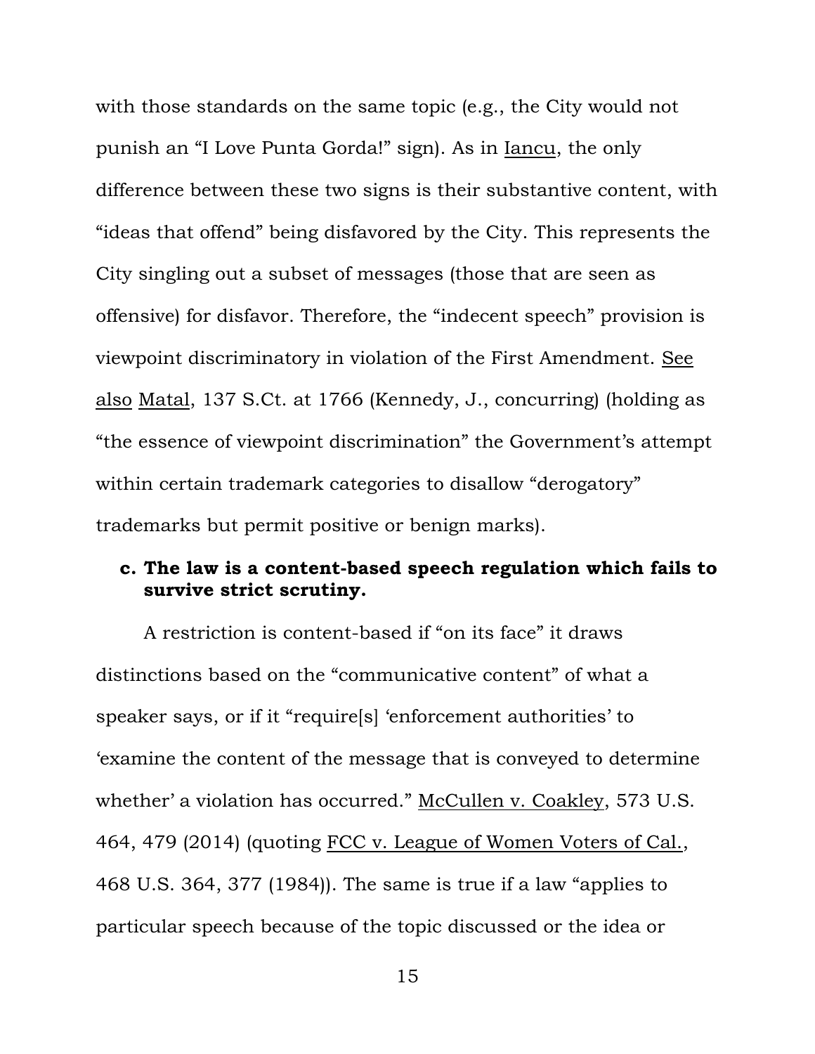with those standards on the same topic (e.g., the City would not punish an "I Love Punta Gorda!" sign). As in Iancu, the only difference between these two signs is their substantive content, with "ideas that offend" being disfavored by the City. This represents the City singling out a subset of messages (those that are seen as offensive) for disfavor. Therefore, the "indecent speech" provision is viewpoint discriminatory in violation of the First Amendment. See also Matal, 137 S.Ct. at 1766 (Kennedy, J., concurring) (holding as "the essence of viewpoint discrimination" the Government's attempt within certain trademark categories to disallow "derogatory" trademarks but permit positive or benign marks).

**c. The law is a content-based speech regulation which fails to survive strict scrutiny.**

A restriction is content-based if "on its face" it draws distinctions based on the "communicative content" of what a speaker says, or if it "require[s] 'enforcement authorities' to 'examine the content of the message that is conveyed to determine whether' a violation has occurred." McCullen v. Coakley, 573 U.S. 464, 479 (2014) (quoting FCC v. League of Women Voters of Cal., 468 U.S. 364, 377 (1984)). The same is true if a law "applies to particular speech because of the topic discussed or the idea or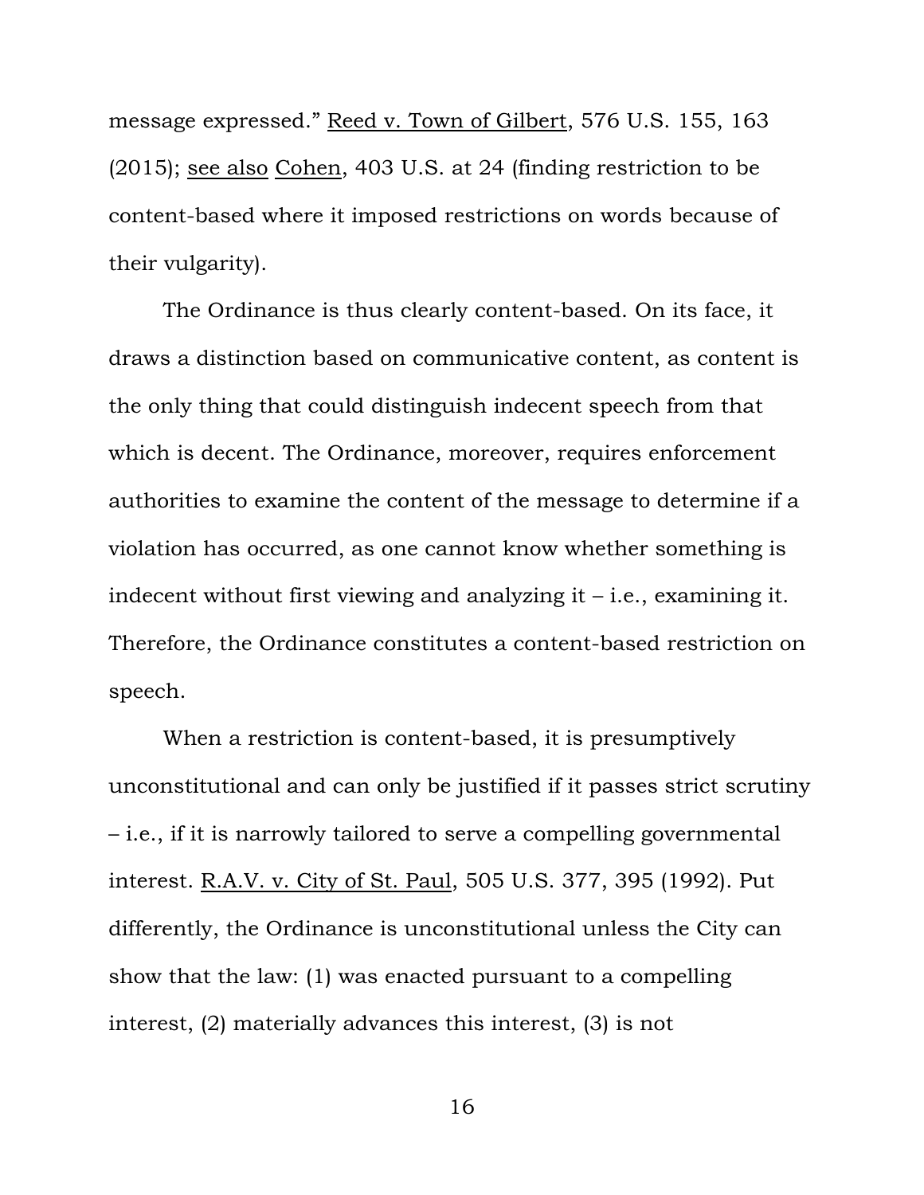message expressed." Reed v. Town of Gilbert, 576 U.S. 155, 163 (2015); see also Cohen, 403 U.S. at 24 (finding restriction to be content-based where it imposed restrictions on words because of their vulgarity).

The Ordinance is thus clearly content-based. On its face, it draws a distinction based on communicative content, as content is the only thing that could distinguish indecent speech from that which is decent. The Ordinance, moreover, requires enforcement authorities to examine the content of the message to determine if a violation has occurred, as one cannot know whether something is indecent without first viewing and analyzing it – i.e., examining it. Therefore, the Ordinance constitutes a content-based restriction on speech.

When a restriction is content-based, it is presumptively unconstitutional and can only be justified if it passes strict scrutiny – i.e., if it is narrowly tailored to serve a compelling governmental interest. R.A.V. v. City of St. Paul, 505 U.S. 377, 395 (1992). Put differently, the Ordinance is unconstitutional unless the City can show that the law: (1) was enacted pursuant to a compelling interest, (2) materially advances this interest, (3) is not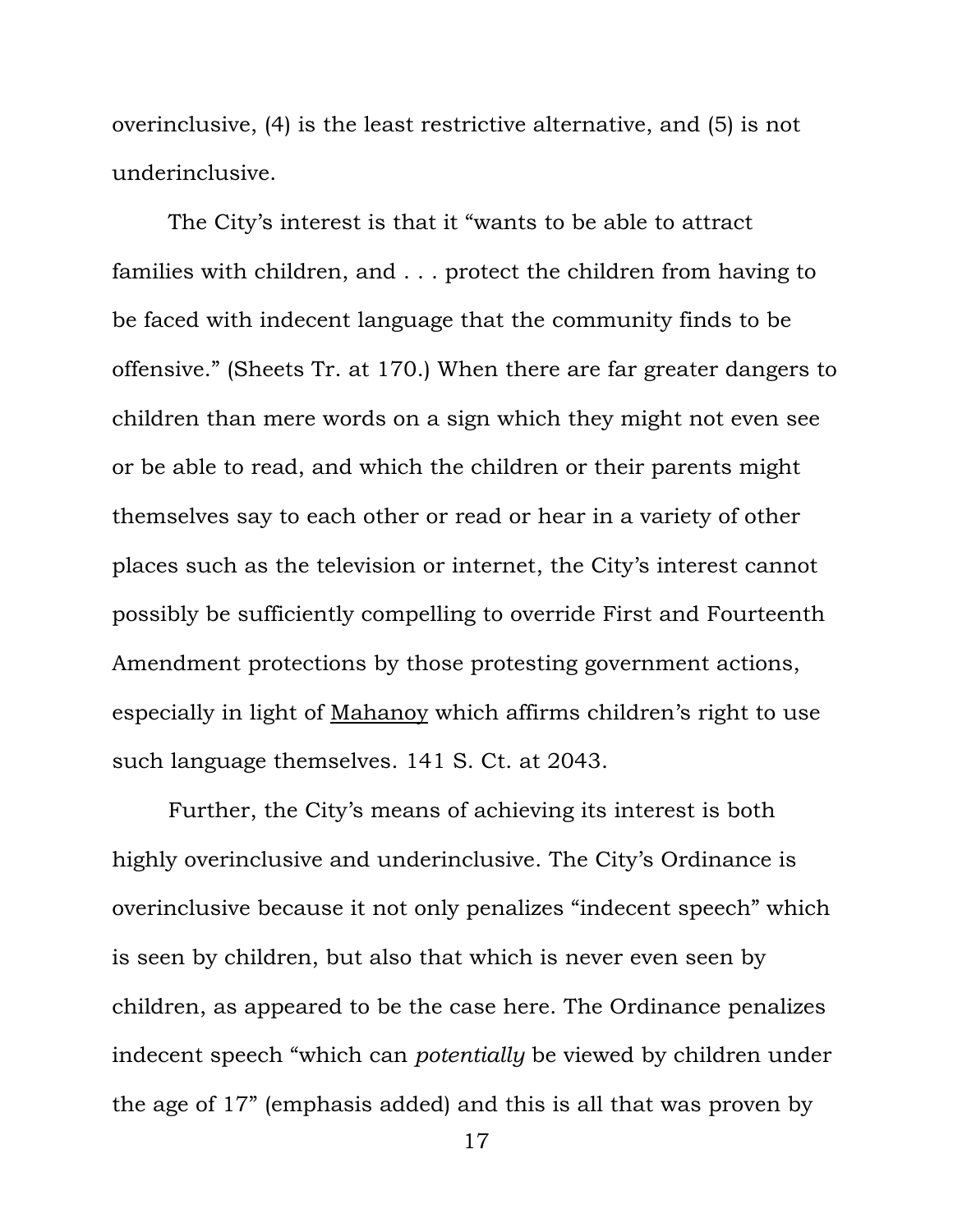overinclusive, (4) is the least restrictive alternative, and (5) is not underinclusive.

The City's interest is that it "wants to be able to attract families with children, and . . . protect the children from having to be faced with indecent language that the community finds to be offensive." (Sheets Tr. at 170.) When there are far greater dangers to children than mere words on a sign which they might not even see or be able to read, and which the children or their parents might themselves say to each other or read or hear in a variety of other places such as the television or internet, the City's interest cannot possibly be sufficiently compelling to override First and Fourteenth Amendment protections by those protesting government actions, especially in light of <u>Mahanoy</u> which affirms children's right to use such language themselves. 141 S. Ct. at 2043.

Further, the City's means of achieving its interest is both highly overinclusive and underinclusive. The City's Ordinance is overinclusive because it not only penalizes "indecent speech" which is seen by children, but also that which is never even seen by children, as appeared to be the case here. The Ordinance penalizes indecent speech "which can *potentially* be viewed by children under the age of 17" (emphasis added) and this is all that was proven by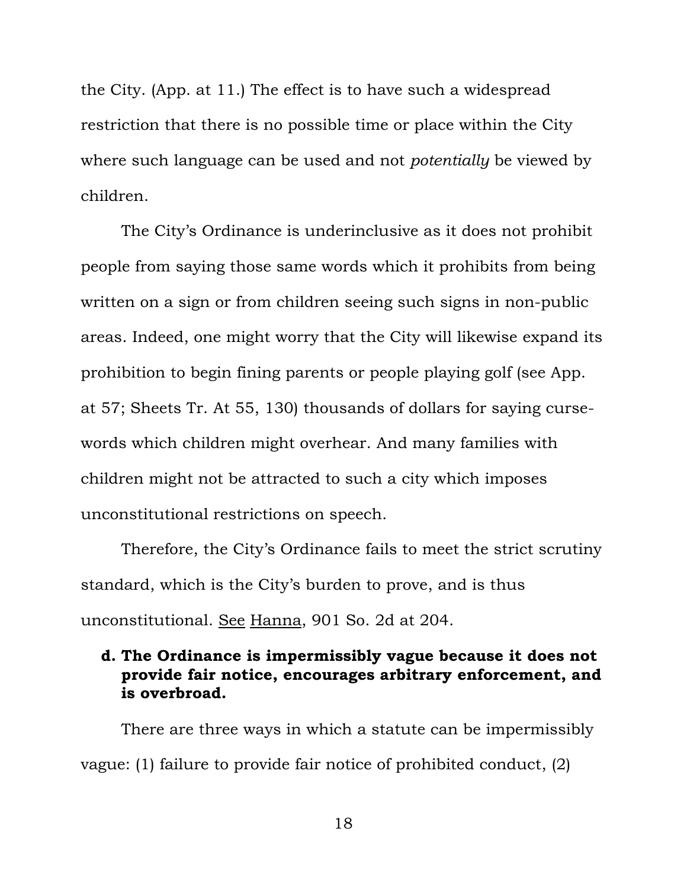the City. (App. at 11.) The effect is to have such a widespread restriction that there is no possible time or place within the City where such language can be used and not *potentially* be viewed by children.

The City's Ordinance is underinclusive as it does not prohibit people from saying those same words which it prohibits from being written on a sign or from children seeing such signs in non-public areas. Indeed, one might worry that the City will likewise expand its prohibition to begin fining parents or people playing golf (see App. at 57; Sheets Tr. At 55, 130) thousands of dollars for saying curse-words which children might overhear. And many families with children might not be attracted to such a city which imposes unconstitutional restrictions on speech.

Therefore, the City's Ordinance fails to meet the strict scrutiny standard, which is the City's burden to prove, and is thus unconstitutional. See Hanna, 901 So. 2d at 204.

**d. The Ordinance is impermissibly vague because it does not provide fair notice, encourages arbitrary enforcement, and is overbroad.**

There are three ways in which a statute can be impermissibly vague: (1) failure to provide fair notice of prohibited conduct, (2)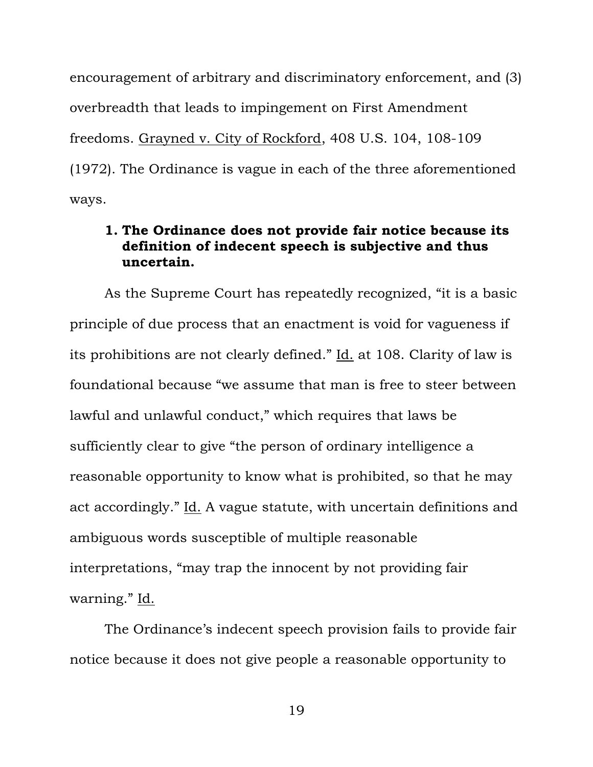encouragement of arbitrary and discriminatory enforcement, and (3) overbreadth that leads to impingement on First Amendment freedoms. Grayned v. City of Rockford, 408 U.S. 104, 108-109 (1972). The Ordinance is vague in each of the three aforementioned ways.

### 1. The Ordinance does not provide fair notice because its definition of indecent speech is subjective and thus uncertain.

As the Supreme Court has repeatedly recognized, "it is a basic principle of due process that an enactment is void for vagueness if its prohibitions are not clearly defined." Id. at 108. Clarity of law is foundational because "we assume that man is free to steer between lawful and unlawful conduct," which requires that laws be sufficiently clear to give "the person of ordinary intelligence a reasonable opportunity to know what is prohibited, so that he may act accordingly." Id. A vague statute, with uncertain definitions and ambiguous words susceptible of multiple reasonable interpretations, "may trap the innocent by not providing fair warning." Id.

The Ordinance's indecent speech provision fails to provide fair notice because it does not give people a reasonable opportunity to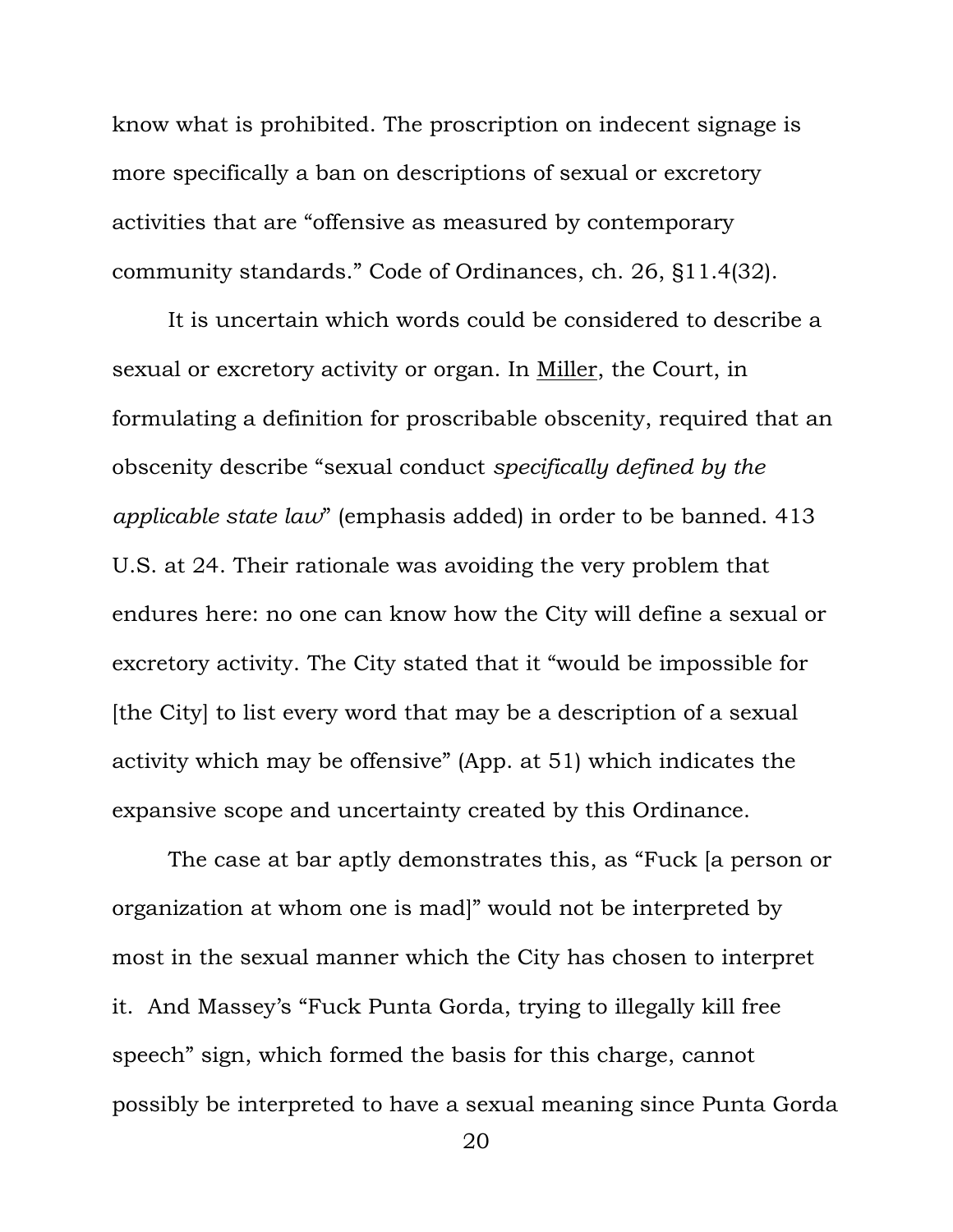know what is prohibited. The proscription on indecent signage is more specifically a ban on descriptions of sexual or excretory activities that are "offensive as measured by contemporary community standards." Code of Ordinances, ch. 26, §11.4(32).

It is uncertain which words could be considered to describe a sexual or excretory activity or organ. In Miller, the Court, in formulating a definition for proscribable obscenity, required that an obscenity describe "sexual conduct *specifically defined by the applicable state law*" (emphasis added) in order to be banned. 413 U.S. at 24. Their rationale was avoiding the very problem that endures here: no one can know how the City will define a sexual or excretory activity. The City stated that it "would be impossible for [the City] to list every word that may be a description of a sexual activity which may be offensive" (App. at 51) which indicates the expansive scope and uncertainty created by this Ordinance.

The case at bar aptly demonstrates this, as "Fuck [a person or organization at whom one is mad]" would not be interpreted by most in the sexual manner which the City has chosen to interpret it. And Massey's "Fuck Punta Gorda, trying to illegally kill free speech" sign, which formed the basis for this charge, cannot possibly be interpreted to have a sexual meaning since Punta Gorda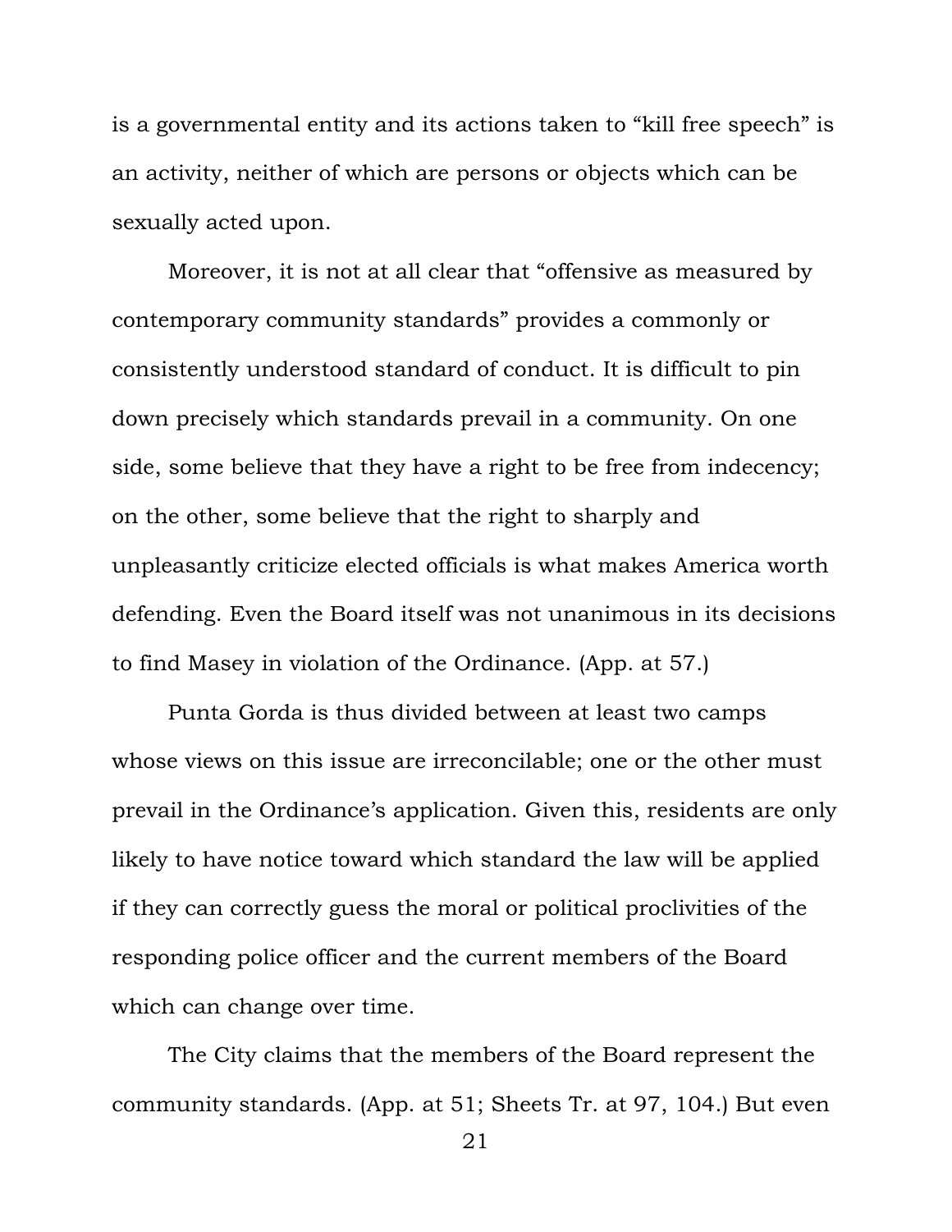is a governmental entity and its actions taken to "kill free speech" is an activity, neither of which are persons or objects which can be sexually acted upon.

Moreover, it is not at all clear that "offensive as measured by contemporary community standards" provides a commonly or consistently understood standard of conduct. It is difficult to pin down precisely which standards prevail in a community. On one side, some believe that they have a right to be free from indecency; on the other, some believe that the right to sharply and unpleasantly criticize elected officials is what makes America worth defending. Even the Board itself was not unanimous in its decisions to find Masey in violation of the Ordinance. (App. at 57.)

Punta Gorda is thus divided between at least two camps whose views on this issue are irreconcilable; one or the other must prevail in the Ordinance's application. Given this, residents are only likely to have notice toward which standard the law will be applied if they can correctly guess the moral or political proclivities of the responding police officer and the current members of the Board which can change over time.

The City claims that the members of the Board represent the community standards. (App. at 51; Sheets Tr. at 97, 104.) But even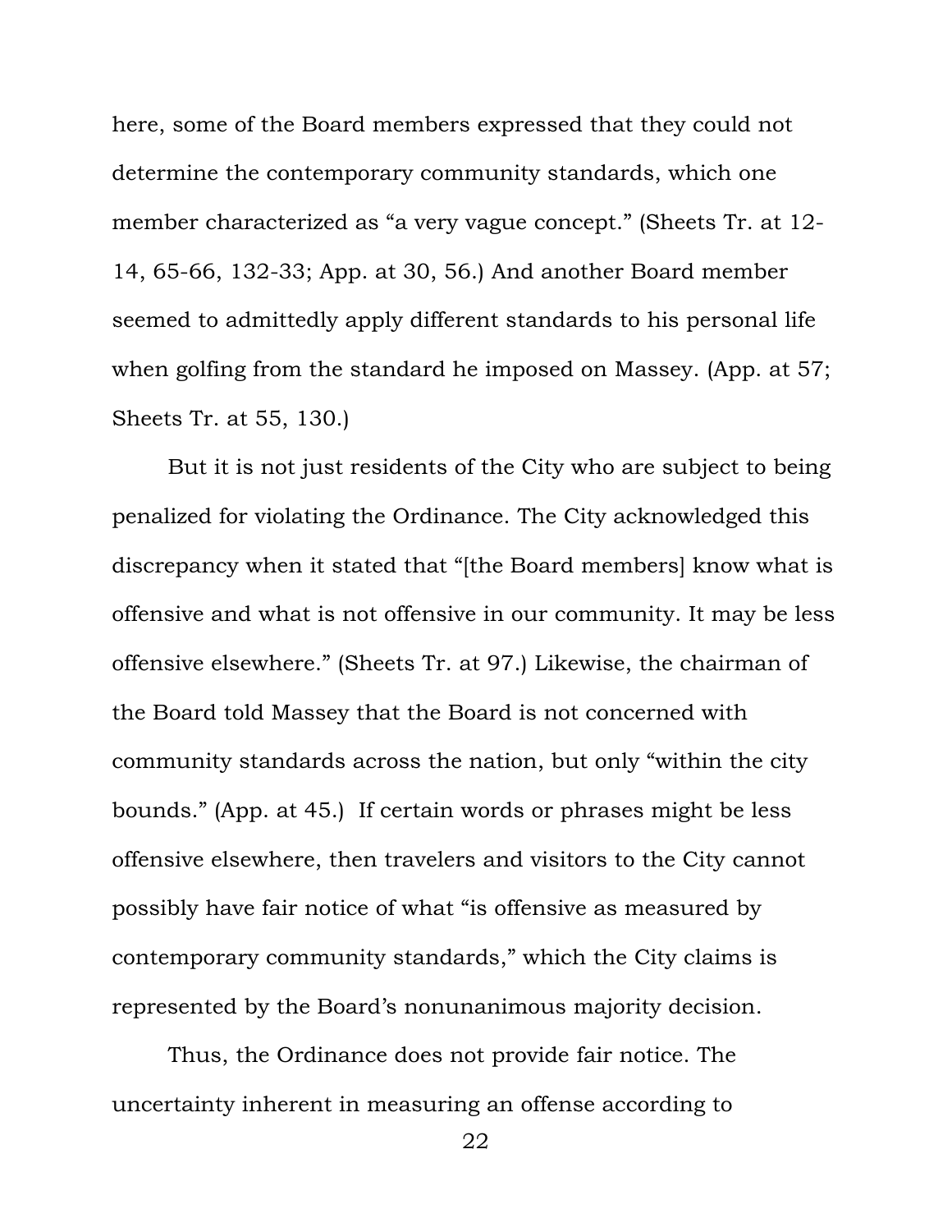here, some of the Board members expressed that they could not determine the contemporary community standards, which one member characterized as "a very vague concept." (Sheets Tr. at 12-14, 65-66, 132-33; App. at 30, 56.) And another Board member seemed to admittedly apply different standards to his personal life when golfing from the standard he imposed on Massey. (App. at 57; Sheets Tr. at 55, 130.)

But it is not just residents of the City who are subject to being penalized for violating the Ordinance. The City acknowledged this discrepancy when it stated that "[the Board members] know what is offensive and what is not offensive in our community. It may be less offensive elsewhere." (Sheets Tr. at 97.) Likewise, the chairman of the Board told Massey that the Board is not concerned with community standards across the nation, but only "within the city bounds." (App. at 45.) If certain words or phrases might be less offensive elsewhere, then travelers and visitors to the City cannot possibly have fair notice of what "is offensive as measured by contemporary community standards," which the City claims is represented by the Board's nonunanimous majority decision.

Thus, the Ordinance does not provide fair notice. The uncertainty inherent in measuring an offense according to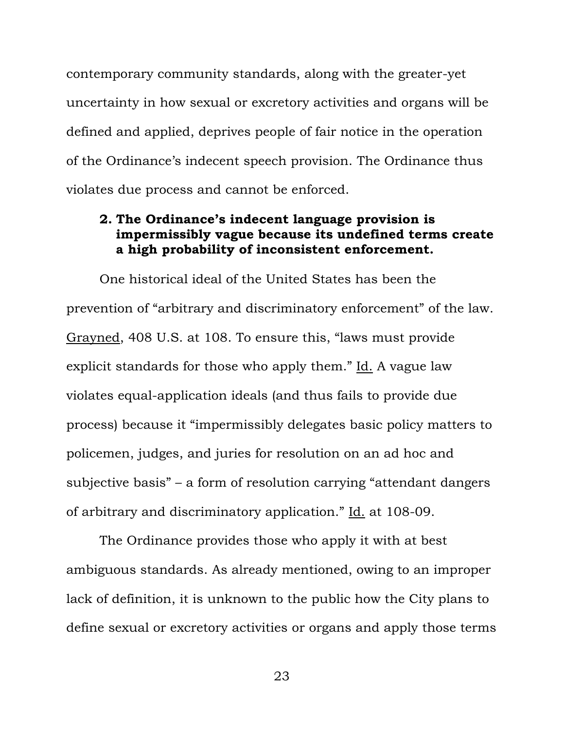contemporary community standards, along with the greater-yet uncertainty in how sexual or excretory activities and organs will be defined and applied, deprives people of fair notice in the operation of the Ordinance's indecent speech provision. The Ordinance thus violates due process and cannot be enforced.

**2. The Ordinance's indecent language provision is impermissibly vague because its undefined terms create a high probability of inconsistent enforcement.**

One historical ideal of the United States has been the prevention of "arbitrary and discriminatory enforcement" of the law. Grayned, 408 U.S. at 108. To ensure this, "laws must provide explicit standards for those who apply them." Id. A vague law violates equal-application ideals (and thus fails to provide due process) because it "impermissibly delegates basic policy matters to policemen, judges, and juries for resolution on an ad hoc and subjective basis" – a form of resolution carrying "attendant dangers of arbitrary and discriminatory application." Id. at 108-09.

The Ordinance provides those who apply it with at best ambiguous standards. As already mentioned, owing to an improper lack of definition, it is unknown to the public how the City plans to define sexual or excretory activities or organs and apply those terms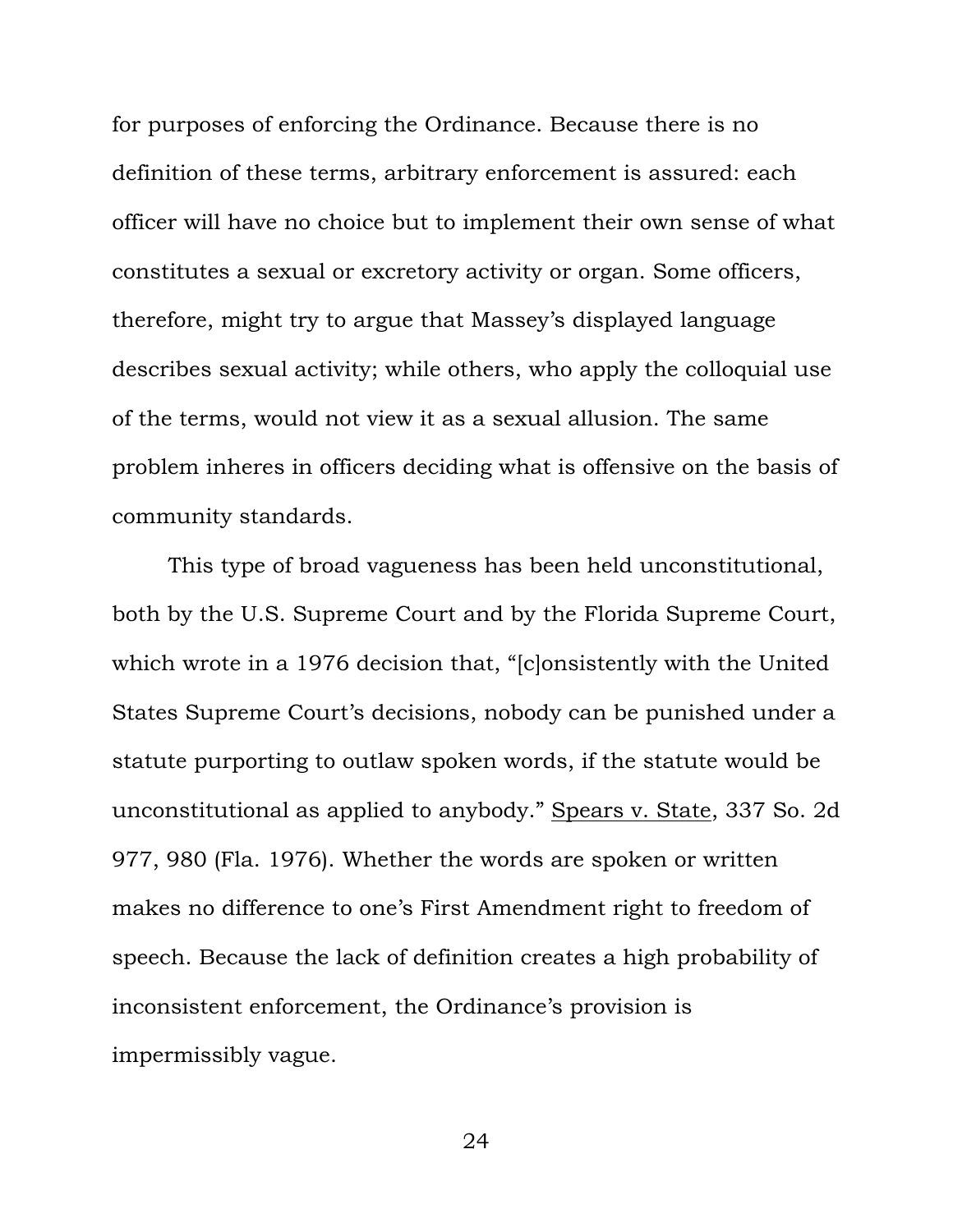for purposes of enforcing the Ordinance. Because there is no definition of these terms, arbitrary enforcement is assured: each officer will have no choice but to implement their own sense of what constitutes a sexual or excretory activity or organ. Some officers, therefore, might try to argue that Massey's displayed language describes sexual activity; while others, who apply the colloquial use of the terms, would not view it as a sexual allusion. The same problem inheres in officers deciding what is offensive on the basis of community standards.

This type of broad vagueness has been held unconstitutional, both by the U.S. Supreme Court and by the Florida Supreme Court, which wrote in a 1976 decision that, "[c]onsistently with the United States Supreme Court's decisions, nobody can be punished under a statute purporting to outlaw spoken words, if the statute would be unconstitutional as applied to anybody." Spears v. State, 337 So. 2d 977, 980 (Fla. 1976). Whether the words are spoken or written makes no difference to one's First Amendment right to freedom of speech. Because the lack of definition creates a high probability of inconsistent enforcement, the Ordinance's provision is impermissibly vague.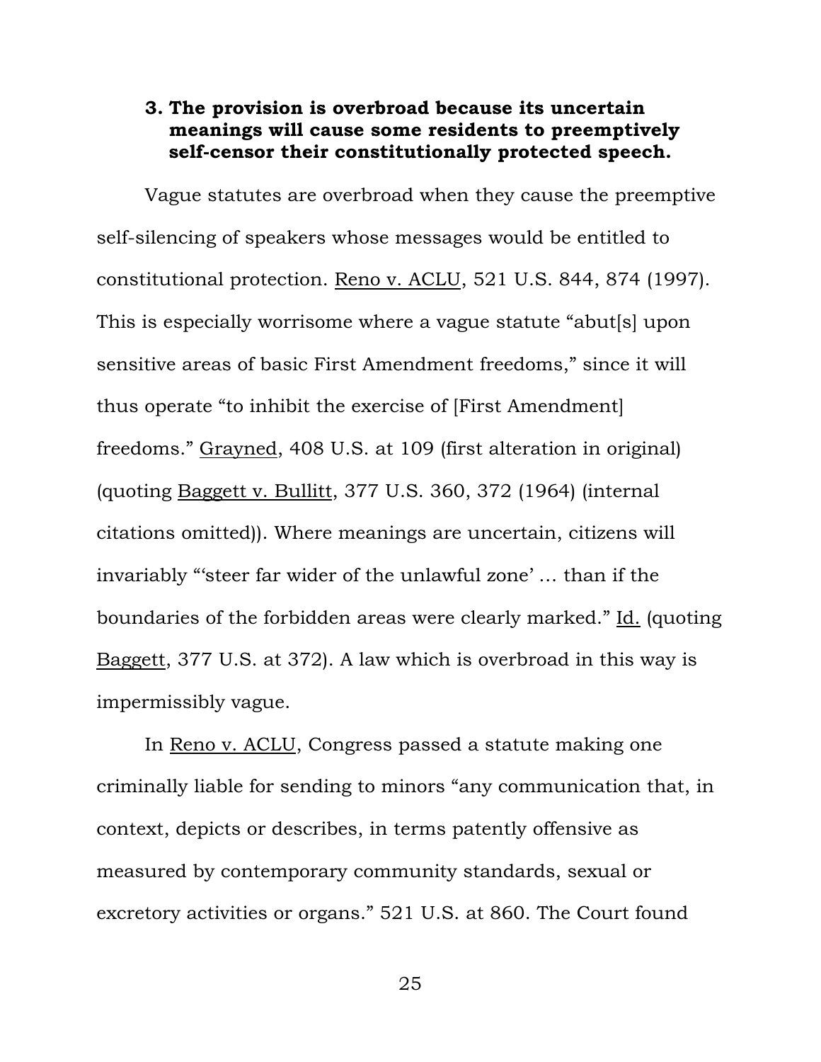**3. The provision is overbroad because its uncertain meanings will cause some residents to preemptively self-censor their constitutionally protected speech.**

Vague statutes are overbroad when they cause the preemptive self-silencing of speakers whose messages would be entitled to constitutional protection. Reno v. ACLU, 521 U.S. 844, 874 (1997). This is especially worrisome where a vague statute "abut[s] upon sensitive areas of basic First Amendment freedoms," since it will thus operate "to inhibit the exercise of [First Amendment] freedoms." Grayned, 408 U.S. at 109 (first alteration in original) (quoting Baggett v. Bullitt, 377 U.S. 360, 372 (1964) (internal citations omitted)). Where meanings are uncertain, citizens will invariably "'steer far wider of the unlawful zone' … than if the boundaries of the forbidden areas were clearly marked." Id. (quoting Baggett, 377 U.S. at 372). A law which is overbroad in this way is impermissibly vague.

In Reno v. ACLU, Congress passed a statute making one criminally liable for sending to minors "any communication that, in context, depicts or describes, in terms patently offensive as measured by contemporary community standards, sexual or excretory activities or organs." 521 U.S. at 860. The Court found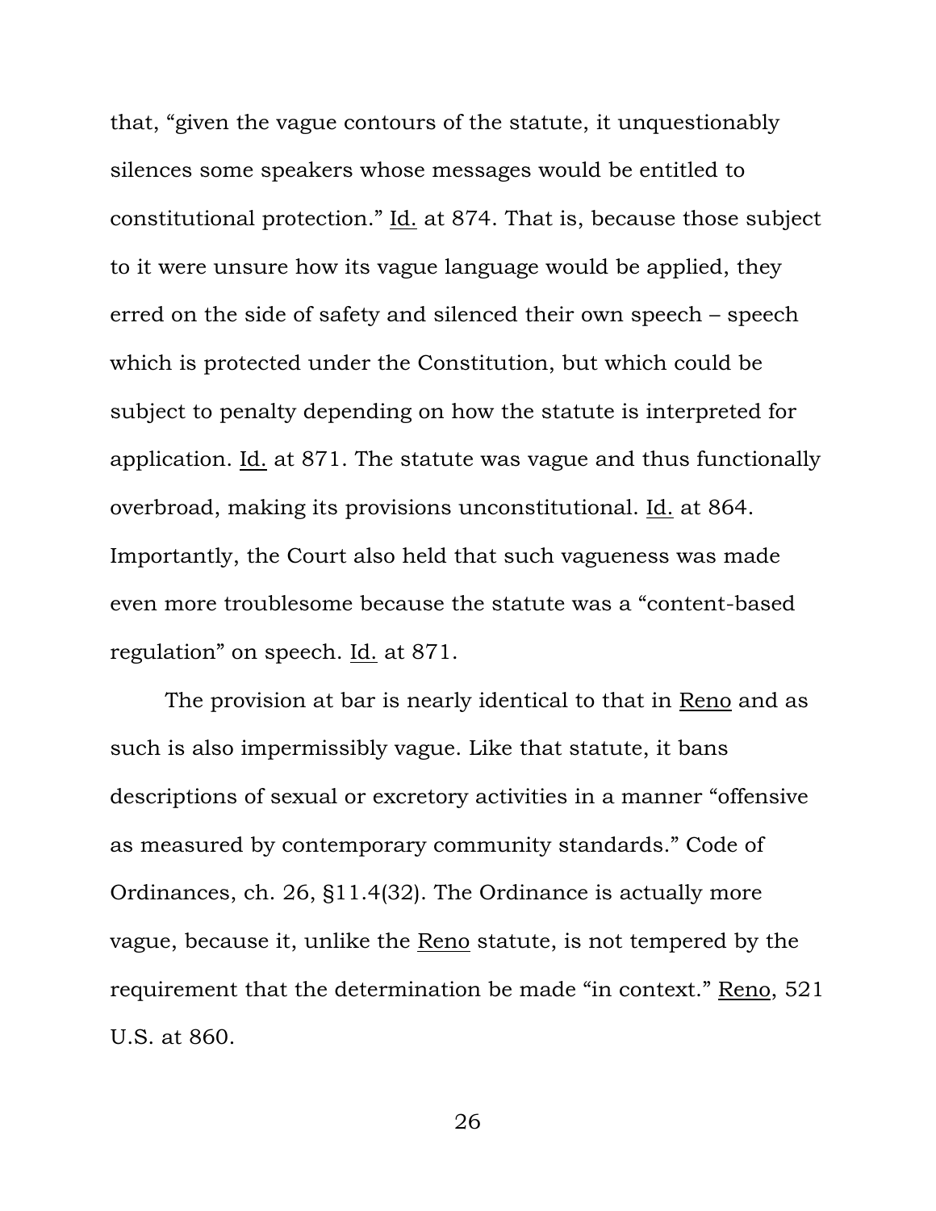that, "given the vague contours of the statute, it unquestionably silences some speakers whose messages would be entitled to constitutional protection." Id. at 874. That is, because those subject to it were unsure how its vague language would be applied, they erred on the side of safety and silenced their own speech – speech which is protected under the Constitution, but which could be subject to penalty depending on how the statute is interpreted for application. Id. at 871. The statute was vague and thus functionally overbroad, making its provisions unconstitutional. Id. at 864. Importantly, the Court also held that such vagueness was made even more troublesome because the statute was a "content-based regulation" on speech. Id. at 871.

The provision at bar is nearly identical to that in Reno and as such is also impermissibly vague. Like that statute, it bans descriptions of sexual or excretory activities in a manner "offensive as measured by contemporary community standards." Code of Ordinances, ch. 26, §11.4(32). The Ordinance is actually more vague, because it, unlike the Reno statute, is not tempered by the requirement that the determination be made "in context." Reno, 521 U.S. at 860.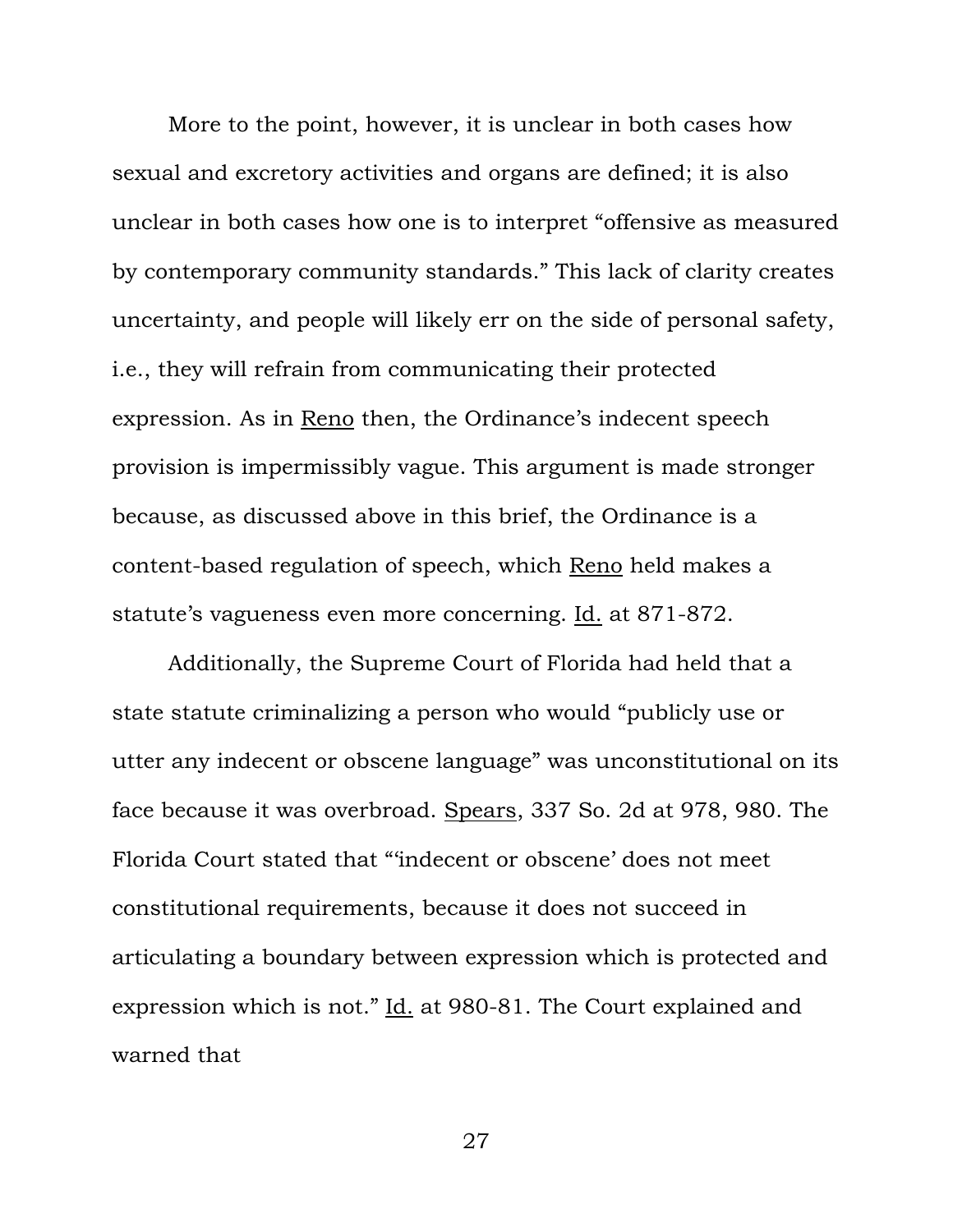More to the point, however, it is unclear in both cases how sexual and excretory activities and organs are defined; it is also unclear in both cases how one is to interpret "offensive as measured by contemporary community standards." This lack of clarity creates uncertainty, and people will likely err on the side of personal safety, i.e., they will refrain from communicating their protected expression. As in Reno then, the Ordinance's indecent speech provision is impermissibly vague. This argument is made stronger because, as discussed above in this brief, the Ordinance is a content-based regulation of speech, which Reno held makes a statute's vagueness even more concerning. Id. at 871-872.

Additionally, the Supreme Court of Florida had held that a state statute criminalizing a person who would "publicly use or utter any indecent or obscene language" was unconstitutional on its face because it was overbroad. Spears, 337 So. 2d at 978, 980. The Florida Court stated that "'indecent or obscene' does not meet constitutional requirements, because it does not succeed in articulating a boundary between expression which is protected and expression which is not." Id. at 980-81. The Court explained and warned that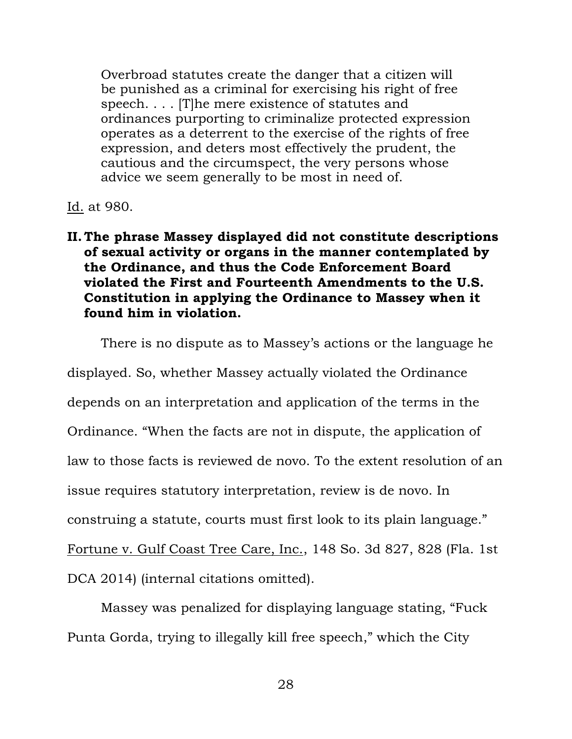> Overbroad statutes create the danger that a citizen will be punished as a criminal for exercising his right of free speech. . . . [T]he mere existence of statutes and ordinances purporting to criminalize protected expression operates as a deterrent to the exercise of the rights of free expression, and deters most effectively the prudent, the cautious and the circumspect, the very persons whose advice we seem generally to be most in need of.

Id. at 980.

## II. The phrase Massey displayed did not constitute descriptions of sexual activity or organs in the manner contemplated by the Ordinance, and thus the Code Enforcement Board violated the First and Fourteenth Amendments to the U.S. Constitution in applying the Ordinance to Massey when it found him in violation.

There is no dispute as to Massey's actions or the language he displayed. So, whether Massey actually violated the Ordinance depends on an interpretation and application of the terms in the Ordinance. "When the facts are not in dispute, the application of law to those facts is reviewed de novo. To the extent resolution of an issue requires statutory interpretation, review is de novo. In construing a statute, courts must first look to its plain language." Fortune v. Gulf Coast Tree Care, Inc., 148 So. 3d 827, 828 (Fla. 1st DCA 2014) (internal citations omitted).

Massey was penalized for displaying language stating, "Fuck Punta Gorda, trying to illegally kill free speech," which the City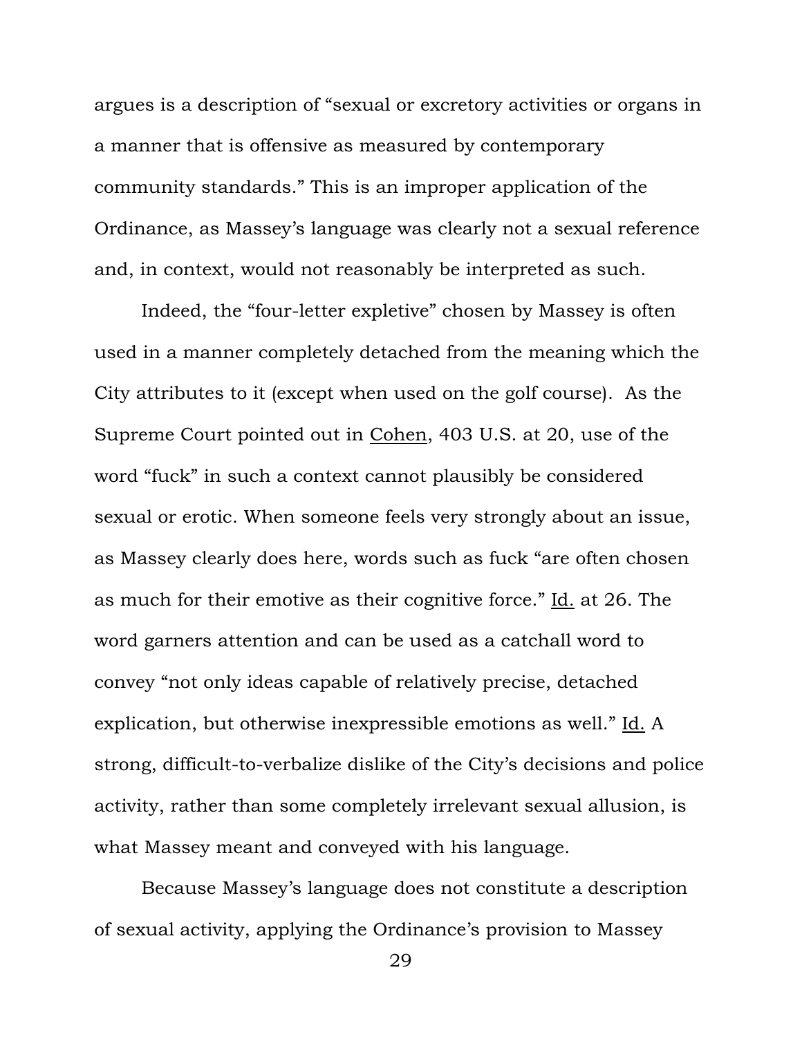argues is a description of "sexual or excretory activities or organs in a manner that is offensive as measured by contemporary community standards." This is an improper application of the Ordinance, as Massey's language was clearly not a sexual reference and, in context, would not reasonably be interpreted as such.

Indeed, the "four-letter expletive" chosen by Massey is often used in a manner completely detached from the meaning which the City attributes to it (except when used on the golf course). As the Supreme Court pointed out in Cohen, 403 U.S. at 20, use of the word "fuck" in such a context cannot plausibly be considered sexual or erotic. When someone feels very strongly about an issue, as Massey clearly does here, words such as fuck "are often chosen as much for their emotive as their cognitive force." Id. at 26. The word garners attention and can be used as a catchall word to convey "not only ideas capable of relatively precise, detached explication, but otherwise inexpressible emotions as well." Id. A strong, difficult-to-verbalize dislike of the City's decisions and police activity, rather than some completely irrelevant sexual allusion, is what Massey meant and conveyed with his language.

Because Massey's language does not constitute a description of sexual activity, applying the Ordinance's provision to Massey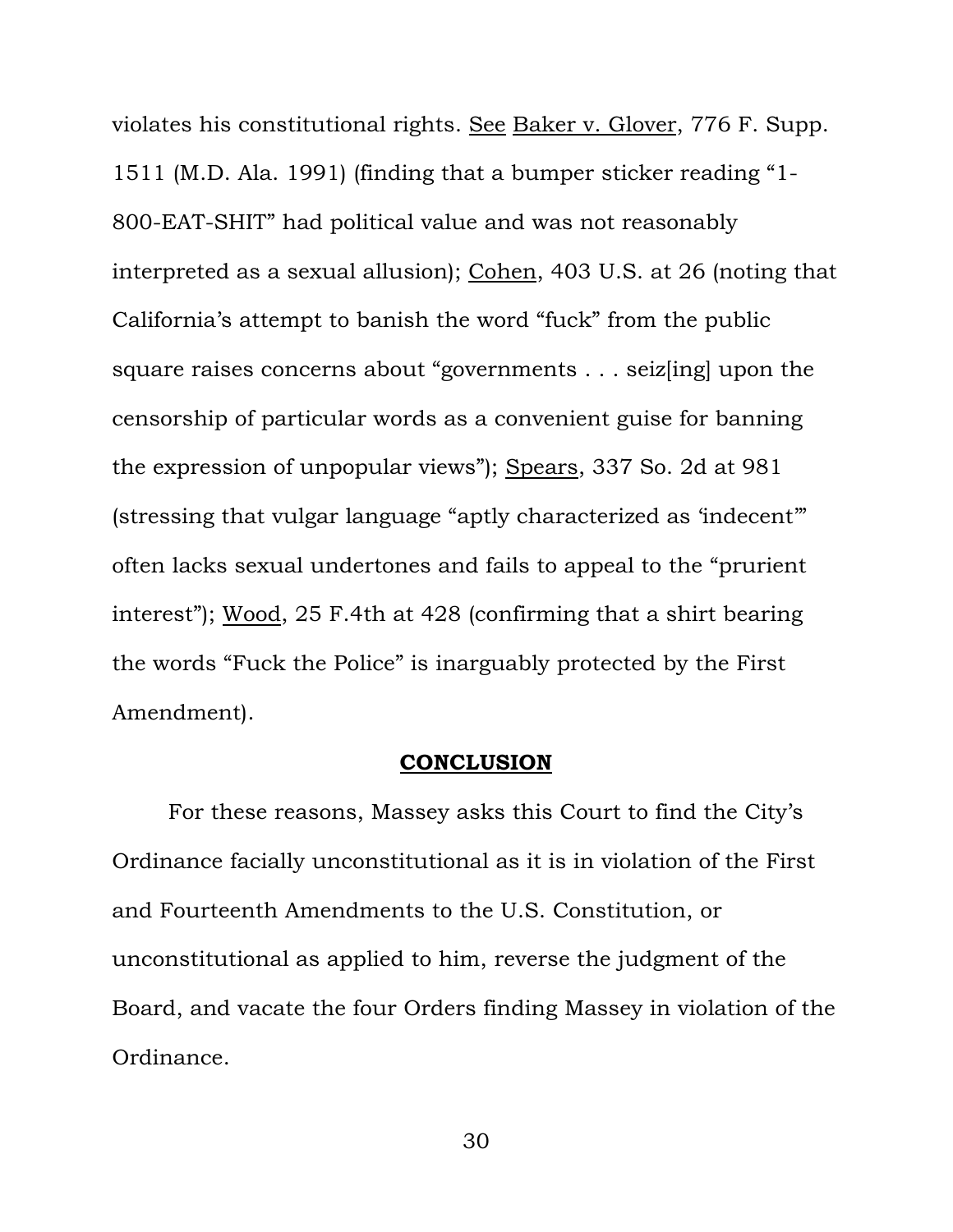violates his constitutional rights. See Baker v. Glover, 776 F. Supp. 1511 (M.D. Ala. 1991) (finding that a bumper sticker reading "1-800-EAT-SHIT" had political value and was not reasonably interpreted as a sexual allusion); Cohen, 403 U.S. at 26 (noting that California's attempt to banish the word "fuck" from the public square raises concerns about "governments . . . seiz[ing] upon the censorship of particular words as a convenient guise for banning the expression of unpopular views"); Spears, 337 So. 2d at 981 (stressing that vulgar language "aptly characterized as 'indecent'" often lacks sexual undertones and fails to appeal to the "prurient interest"); Wood, 25 F.4th at 428 (confirming that a shirt bearing the words "Fuck the Police" is inarguably protected by the First Amendment).

## CONCLUSION

For these reasons, Massey asks this Court to find the City's Ordinance facially unconstitutional as it is in violation of the First and Fourteenth Amendments to the U.S. Constitution, or unconstitutional as applied to him, reverse the judgment of the Board, and vacate the four Orders finding Massey in violation of the Ordinance.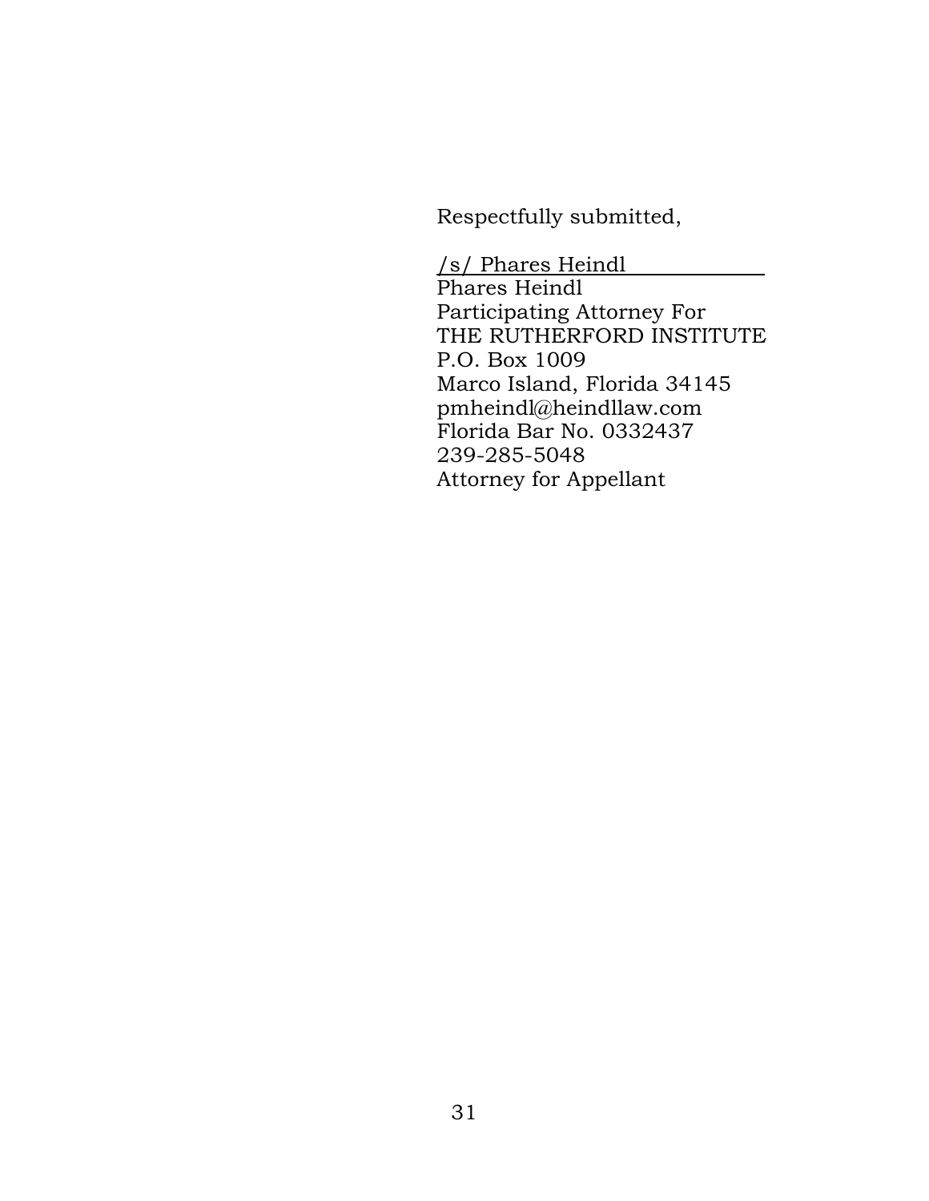Respectfully submitted,

/s/ Phares Heindl
Phares Heindl
Participating Attorney For
THE RUTHERFORD INSTITUTE
P.O. Box 1009
Marco Island, Florida 34145
pmheindl@heindllaw.com
Florida Bar No. 0332437
239-285-5048
Attorney for Appellant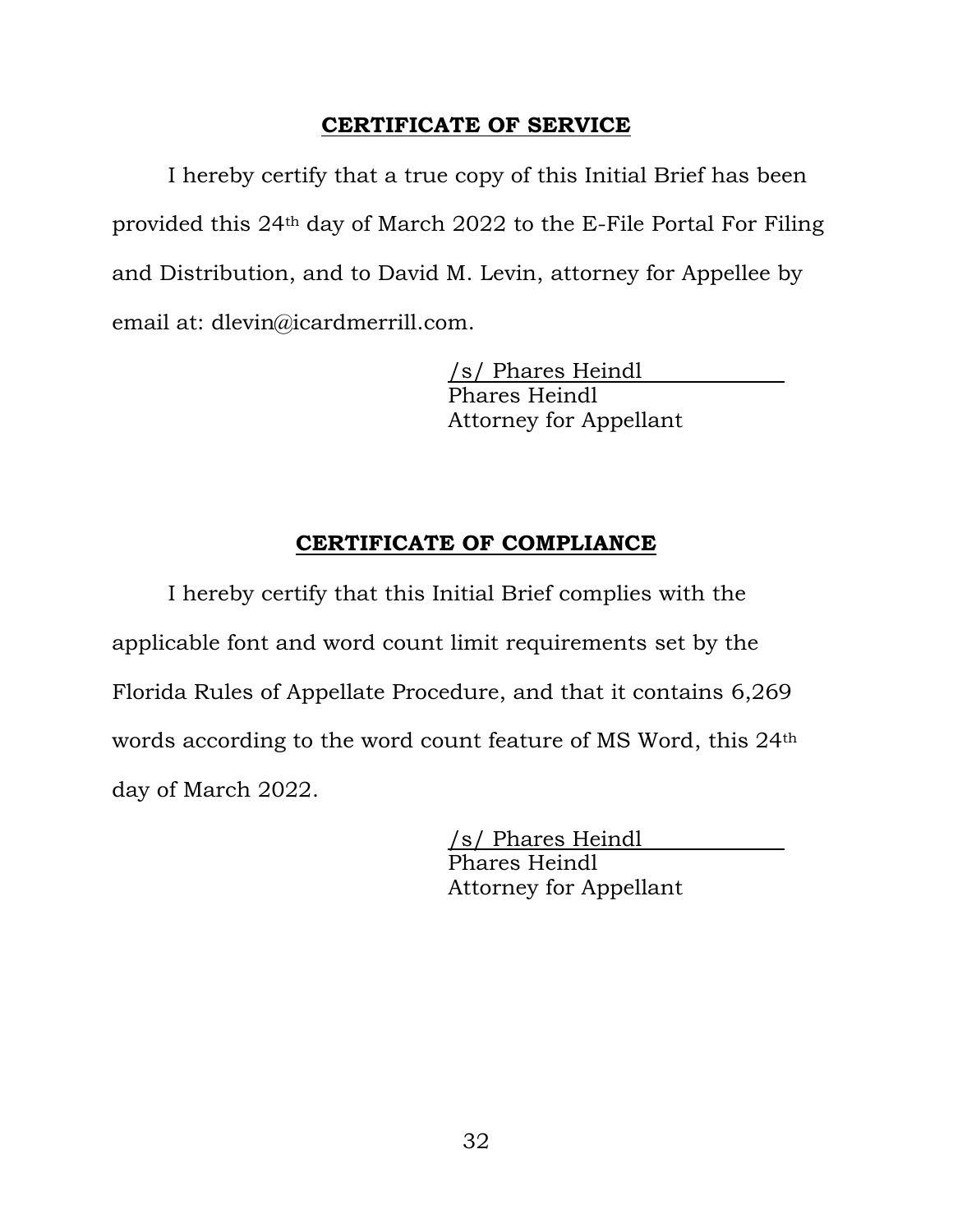## CERTIFICATE OF SERVICE

I hereby certify that a true copy of this Initial Brief has been provided this 24th day of March 2022 to the E-File Portal For Filing and Distribution, and to David M. Levin, attorney for Appellee by email at: dlevin@icardmerrill.com.

/s/ Phares Heindl  
Phares Heindl  
Attorney for Appellant

## CERTIFICATE OF COMPLIANCE

I hereby certify that this Initial Brief complies with the applicable font and word count limit requirements set by the Florida Rules of Appellate Procedure, and that it contains 6,269 words according to the word count feature of MS Word, this 24th day of March 2022.

/s/ Phares Heindl  
Phares Heindl  
Attorney for Appellant